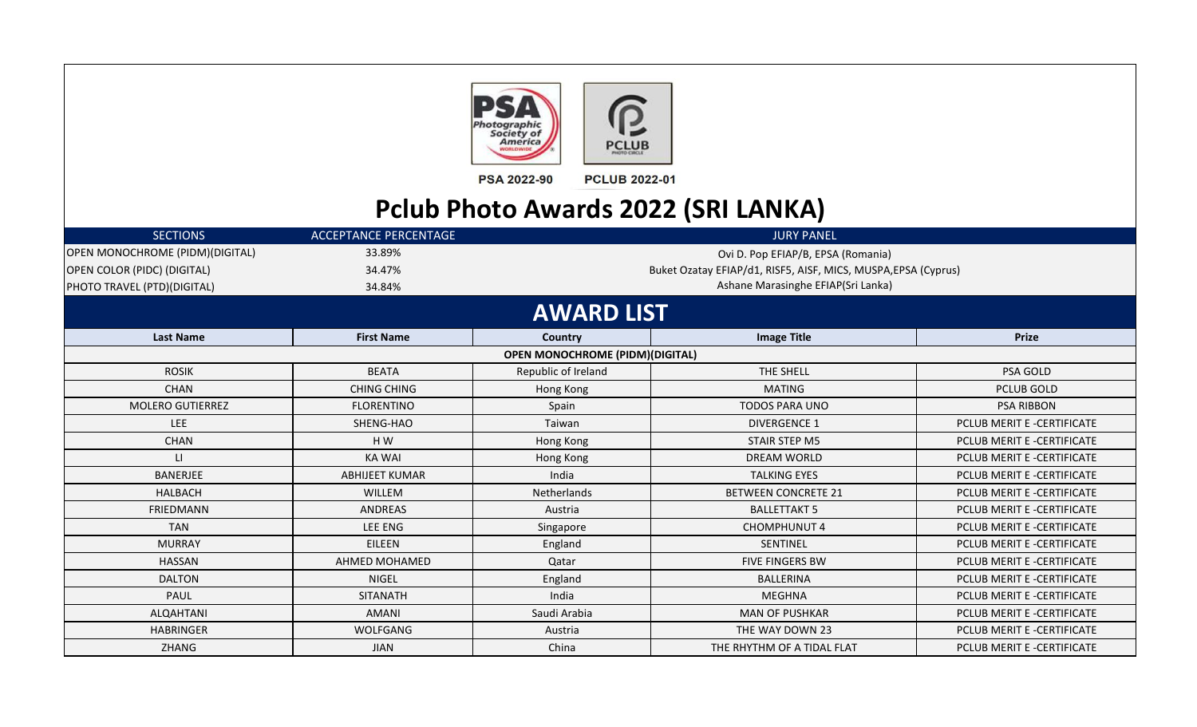PSA 2022-90 PCLUB 2022-01

# Pclub Photo Awards 2022 (SRI LANKA)

| SECTIONS | ACCEPTANCE PERCENTAGE | JURY PANEL |
|---|---|---|
| OPEN MONOCHROME (PIDM)(DIGITAL) | 33.89% | Ovi D. Pop EFIAP/B, EPSA (Romania) |
| OPEN COLOR (PIDC) (DIGITAL) | 34.47% | Buket Ozatay EFIAP/d1, RISF5, AISF, MICS, MUSPA,EPSA (Cyprus) |
| PHOTO TRAVEL (PTD)(DIGITAL) | 34.84% | Ashane Marasinghe EFIAP(Sri Lanka) |

## AWARD LIST

| Last Name | First Name | Country | Image Title | Prize |
|---|---|---|---|---|
| | | OPEN MONOCHROME (PIDM)(DIGITAL) | | |
| ROSIK | BEATA | Republic of Ireland | THE SHELL | PSA GOLD |
| CHAN | CHING CHING | Hong Kong | MATING | PCLUB GOLD |
| MOLERO GUTIERREZ | FLORENTINO | Spain | TODOS PARA UNO | PSA RIBBON |
| LEE | SHENG-HAO | Taiwan | DIVERGENCE 1 | PCLUB MERIT E -CERTIFICATE |
| CHAN | H W | Hong Kong | STAIR STEP M5 | PCLUB MERIT E -CERTIFICATE |
| LI | KA WAI | Hong Kong | DREAM WORLD | PCLUB MERIT E -CERTIFICATE |
| BANERJEE | ABHIJEET KUMAR | India | TALKING EYES | PCLUB MERIT E -CERTIFICATE |
| HALBACH | WILLEM | Netherlands | BETWEEN CONCRETE 21 | PCLUB MERIT E -CERTIFICATE |
| FRIEDMANN | ANDREAS | Austria | BALLETTAKT 5 | PCLUB MERIT E -CERTIFICATE |
| TAN | LEE ENG | Singapore | CHOMPHUNUT 4 | PCLUB MERIT E -CERTIFICATE |
| MURRAY | EILEEN | England | SENTINEL | PCLUB MERIT E -CERTIFICATE |
| HASSAN | AHMED MOHAMED | Qatar | FIVE FINGERS BW | PCLUB MERIT E -CERTIFICATE |
| DALTON | NIGEL | England | BALLERINA | PCLUB MERIT E -CERTIFICATE |
| PAUL | SITANATH | India | MEGHNA | PCLUB MERIT E -CERTIFICATE |
| ALQAHTANI | AMANI | Saudi Arabia | MAN OF PUSHKAR | PCLUB MERIT E -CERTIFICATE |
| HABRINGER | WOLFGANG | Austria | THE WAY DOWN 23 | PCLUB MERIT E -CERTIFICATE |
| ZHANG | JIAN | China | THE RHYTHM OF A TIDAL FLAT | PCLUB MERIT E -CERTIFICATE |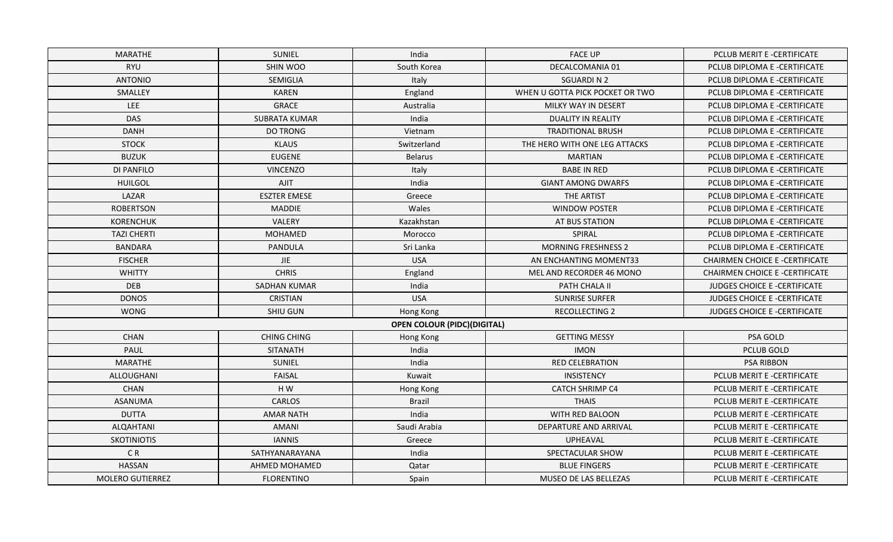| | | | | |
|---|---|---|---|---|
| MARATHE | SUNIEL | India | FACE UP | PCLUB MERIT E -CERTIFICATE |
| RYU | SHIN WOO | South Korea | DECALCOMANIA 01 | PCLUB DIPLOMA E -CERTIFICATE |
| ANTONIO | SEMIGLIA | Italy | SGUARDI N 2 | PCLUB DIPLOMA E -CERTIFICATE |
| SMALLEY | KAREN | England | WHEN U GOTTA PICK POCKET OR TWO | PCLUB DIPLOMA E -CERTIFICATE |
| LEE | GRACE | Australia | MILKY WAY IN DESERT | PCLUB DIPLOMA E -CERTIFICATE |
| DAS | SUBRATA KUMAR | India | DUALITY IN REALITY | PCLUB DIPLOMA E -CERTIFICATE |
| DANH | DO TRONG | Vietnam | TRADITIONAL BRUSH | PCLUB DIPLOMA E -CERTIFICATE |
| STOCK | KLAUS | Switzerland | THE HERO WITH ONE LEG ATTACKS | PCLUB DIPLOMA E -CERTIFICATE |
| BUZUK | EUGENE | Belarus | MARTIAN | PCLUB DIPLOMA E -CERTIFICATE |
| DI PANFILO | VINCENZO | Italy | BABE IN RED | PCLUB DIPLOMA E -CERTIFICATE |
| HUILGOL | AJIT | India | GIANT AMONG DWARFS | PCLUB DIPLOMA E -CERTIFICATE |
| LAZAR | ESZTER EMESE | Greece | THE ARTIST | PCLUB DIPLOMA E -CERTIFICATE |
| ROBERTSON | MADDIE | Wales | WINDOW POSTER | PCLUB DIPLOMA E -CERTIFICATE |
| KORENCHUK | VALERY | Kazakhstan | AT BUS STATION | PCLUB DIPLOMA E -CERTIFICATE |
| TAZI CHERTI | MOHAMED | Morocco | SPIRAL | PCLUB DIPLOMA E -CERTIFICATE |
| BANDARA | PANDULA | Sri Lanka | MORNING FRESHNESS 2 | PCLUB DIPLOMA E -CERTIFICATE |
| FISCHER | JIE | USA | AN ENCHANTING MOMENT33 | CHAIRMEN CHOICE E -CERTIFICATE |
| WHITTY | CHRIS | England | MEL AND RECORDER 46 MONO | CHAIRMEN CHOICE E -CERTIFICATE |
| DEB | SADHAN KUMAR | India | PATH CHALA II | JUDGES CHOICE E -CERTIFICATE |
| DONOS | CRISTIAN | USA | SUNRISE SURFER | JUDGES CHOICE E -CERTIFICATE |
| WONG | SHIU GUN | Hong Kong | RECOLLECTING 2 | JUDGES CHOICE E -CERTIFICATE |
| | | **OPEN COLOUR (PIDC)(DIGITAL)** | | |
| CHAN | CHING CHING | Hong Kong | GETTING MESSY | PSA GOLD |
| PAUL | SITANATH | India | IMON | PCLUB GOLD |
| MARATHE | SUNIEL | India | RED CELEBRATION | PSA RIBBON |
| ALLOUGHANI | FAISAL | Kuwait | INSISTENCY | PCLUB MERIT E -CERTIFICATE |
| CHAN | H W | Hong Kong | CATCH SHRIMP C4 | PCLUB MERIT E -CERTIFICATE |
| ASANUMA | CARLOS | Brazil | THAIS | PCLUB MERIT E -CERTIFICATE |
| DUTTA | AMAR NATH | India | WITH RED BALOON | PCLUB MERIT E -CERTIFICATE |
| ALQAHTANI | AMANI | Saudi Arabia | DEPARTURE AND ARRIVAL | PCLUB MERIT E -CERTIFICATE |
| SKOTINIOTIS | IANNIS | Greece | UPHEAVAL | PCLUB MERIT E -CERTIFICATE |
| C R | SATHYANARAYANA | India | SPECTACULAR SHOW | PCLUB MERIT E -CERTIFICATE |
| HASSAN | AHMED MOHAMED | Qatar | BLUE FINGERS | PCLUB MERIT E -CERTIFICATE |
| MOLERO GUTIERREZ | FLORENTINO | Spain | MUSEO DE LAS BELLEZAS | PCLUB MERIT E -CERTIFICATE |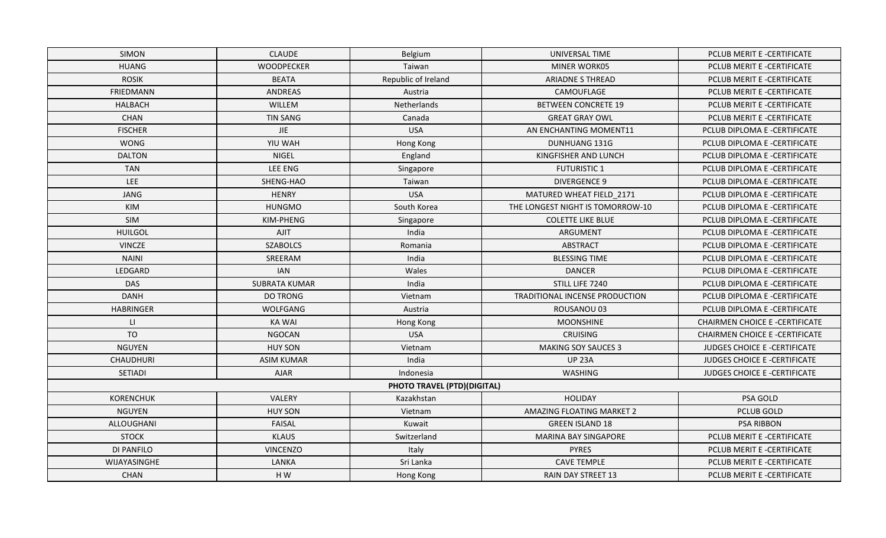| SIMON | CLAUDE | Belgium | UNIVERSAL TIME | PCLUB MERIT E -CERTIFICATE |
|---|---|---|---|---|
| HUANG | WOODPECKER | Taiwan | MINER WORK05 | PCLUB MERIT E -CERTIFICATE |
| ROSIK | BEATA | Republic of Ireland | ARIADNE S THREAD | PCLUB MERIT E -CERTIFICATE |
| FRIEDMANN | ANDREAS | Austria | CAMOUFLAGE | PCLUB MERIT E -CERTIFICATE |
| HALBACH | WILLEM | Netherlands | BETWEEN CONCRETE 19 | PCLUB MERIT E -CERTIFICATE |
| CHAN | TIN SANG | Canada | GREAT GRAY OWL | PCLUB MERIT E -CERTIFICATE |
| FISCHER | JIE | USA | AN ENCHANTING MOMENT11 | PCLUB DIPLOMA E -CERTIFICATE |
| WONG | YIU WAH | Hong Kong | DUNHUANG 131G | PCLUB DIPLOMA E -CERTIFICATE |
| DALTON | NIGEL | England | KINGFISHER AND LUNCH | PCLUB DIPLOMA E -CERTIFICATE |
| TAN | LEE ENG | Singapore | FUTURISTIC 1 | PCLUB DIPLOMA E -CERTIFICATE |
| LEE | SHENG-HAO | Taiwan | DIVERGENCE 9 | PCLUB DIPLOMA E -CERTIFICATE |
| JANG | HENRY | USA | MATURED WHEAT FIELD_2171 | PCLUB DIPLOMA E -CERTIFICATE |
| KIM | HUNGMO | South Korea | THE LONGEST NIGHT IS TOMORROW-10 | PCLUB DIPLOMA E -CERTIFICATE |
| SIM | KIM-PHENG | Singapore | COLETTE LIKE BLUE | PCLUB DIPLOMA E -CERTIFICATE |
| HUILGOL | AJIT | India | ARGUMENT | PCLUB DIPLOMA E -CERTIFICATE |
| VINCZE | SZABOLCS | Romania | ABSTRACT | PCLUB DIPLOMA E -CERTIFICATE |
| NAINI | SREERAM | India | BLESSING TIME | PCLUB DIPLOMA E -CERTIFICATE |
| LEDGARD | IAN | Wales | DANCER | PCLUB DIPLOMA E -CERTIFICATE |
| DAS | SUBRATA KUMAR | India | STILL LIFE 7240 | PCLUB DIPLOMA E -CERTIFICATE |
| DANH | DO TRONG | Vietnam | TRADITIONAL INCENSE PRODUCTION | PCLUB DIPLOMA E -CERTIFICATE |
| HABRINGER | WOLFGANG | Austria | ROUSANOU 03 | PCLUB DIPLOMA E -CERTIFICATE |
| LI | KA WAI | Hong Kong | MOONSHINE | CHAIRMEN CHOICE E -CERTIFICATE |
| TO | NGOCAN | USA | CRUISING | CHAIRMEN CHOICE E -CERTIFICATE |
| NGUYEN | HUY SON | Vietnam | MAKING SOY SAUCES 3 | JUDGES CHOICE E -CERTIFICATE |
| CHAUDHURI | ASIM KUMAR | India | UP 23A | JUDGES CHOICE E -CERTIFICATE |
| SETIADI | AJAR | Indonesia | WASHING | JUDGES CHOICE E -CERTIFICATE |
| | | **PHOTO TRAVEL (PTD)(DIGITAL)** | | |
| KORENCHUK | VALERY | Kazakhstan | HOLIDAY | PSA GOLD |
| NGUYEN | HUY SON | Vietnam | AMAZING FLOATING MARKET 2 | PCLUB GOLD |
| ALLOUGHANI | FAISAL | Kuwait | GREEN ISLAND 18 | PSA RIBBON |
| STOCK | KLAUS | Switzerland | MARINA BAY SINGAPORE | PCLUB MERIT E -CERTIFICATE |
| DI PANFILO | VINCENZO | Italy | PYRES | PCLUB MERIT E -CERTIFICATE |
| WIJAYASINGHE | LANKA | Sri Lanka | CAVE TEMPLE | PCLUB MERIT E -CERTIFICATE |
| CHAN | H W | Hong Kong | RAIN DAY STREET 13 | PCLUB MERIT E -CERTIFICATE |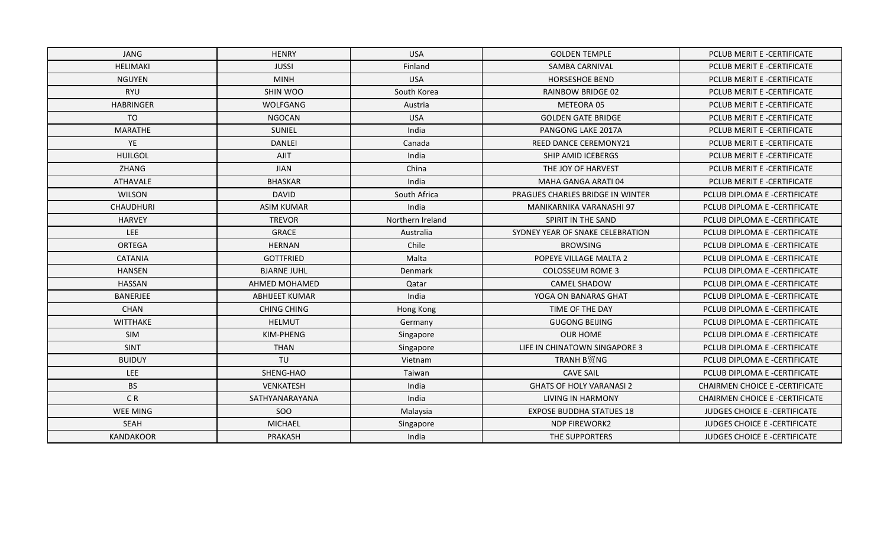| JANG | HENRY | USA | GOLDEN TEMPLE | PCLUB MERIT E -CERTIFICATE |
|---|---|---|---|---|
| HELIMAKI | JUSSI | Finland | SAMBA CARNIVAL | PCLUB MERIT E -CERTIFICATE |
| NGUYEN | MINH | USA | HORSESHOE BEND | PCLUB MERIT E -CERTIFICATE |
| RYU | SHIN WOO | South Korea | RAINBOW BRIDGE 02 | PCLUB MERIT E -CERTIFICATE |
| HABRINGER | WOLFGANG | Austria | METEORA 05 | PCLUB MERIT E -CERTIFICATE |
| TO | NGOCAN | USA | GOLDEN GATE BRIDGE | PCLUB MERIT E -CERTIFICATE |
| MARATHE | SUNIEL | India | PANGONG LAKE 2017A | PCLUB MERIT E -CERTIFICATE |
| YE | DANLEI | Canada | REED DANCE CEREMONY21 | PCLUB MERIT E -CERTIFICATE |
| HUILGOL | AJIT | India | SHIP AMID ICEBERGS | PCLUB MERIT E -CERTIFICATE |
| ZHANG | JIAN | China | THE JOY OF HARVEST | PCLUB MERIT E -CERTIFICATE |
| ATHAVALE | BHASKAR | India | MAHA GANGA ARATI 04 | PCLUB MERIT E -CERTIFICATE |
| WILSON | DAVID | South Africa | PRAGUES CHARLES BRIDGE IN WINTER | PCLUB DIPLOMA E -CERTIFICATE |
| CHAUDHURI | ASIM KUMAR | India | MANIKARNIKA VARANASHI 97 | PCLUB DIPLOMA E -CERTIFICATE |
| HARVEY | TREVOR | Northern Ireland | SPIRIT IN THE SAND | PCLUB DIPLOMA E -CERTIFICATE |
| LEE | GRACE | Australia | SYDNEY YEAR OF SNAKE CELEBRATION | PCLUB DIPLOMA E -CERTIFICATE |
| ORTEGA | HERNAN | Chile | BROWSING | PCLUB DIPLOMA E -CERTIFICATE |
| CATANIA | GOTTFRIED | Malta | POPEYE VILLAGE MALTA 2 | PCLUB DIPLOMA E -CERTIFICATE |
| HANSEN | BJARNE JUHL | Denmark | COLOSSEUM ROME 3 | PCLUB DIPLOMA E -CERTIFICATE |
| HASSAN | AHMED MOHAMED | Qatar | CAMEL SHADOW | PCLUB DIPLOMA E -CERTIFICATE |
| BANERJEE | ABHIJEET KUMAR | India | YOGA ON BANARAS GHAT | PCLUB DIPLOMA E -CERTIFICATE |
| CHAN | CHING CHING | Hong Kong | TIME OF THE DAY | PCLUB DIPLOMA E -CERTIFICATE |
| WITTHAKE | HELMUT | Germany | GUGONG BEIJING | PCLUB DIPLOMA E -CERTIFICATE |
| SIM | KIM-PHENG | Singapore | OUR HOME | PCLUB DIPLOMA E -CERTIFICATE |
| SINT | THAN | Singapore | LIFE IN CHINATOWN SINGAPORE 3 | PCLUB DIPLOMA E -CERTIFICATE |
| BUIDUY | TU | Vietnam | TRANH B贸NG | PCLUB DIPLOMA E -CERTIFICATE |
| LEE | SHENG-HAO | Taiwan | CAVE SAIL | PCLUB DIPLOMA E -CERTIFICATE |
| BS | VENKATESH | India | GHATS OF HOLY VARANASI 2 | CHAIRMEN CHOICE E -CERTIFICATE |
| C R | SATHYANARAYANA | India | LIVING IN HARMONY | CHAIRMEN CHOICE E -CERTIFICATE |
| WEE MING | SOO | Malaysia | EXPOSE BUDDHA STATUES 18 | JUDGES CHOICE E -CERTIFICATE |
| SEAH | MICHAEL | Singapore | NDP FIREWORK2 | JUDGES CHOICE E -CERTIFICATE |
| KANDAKOOR | PRAKASH | India | THE SUPPORTERS | JUDGES CHOICE E -CERTIFICATE |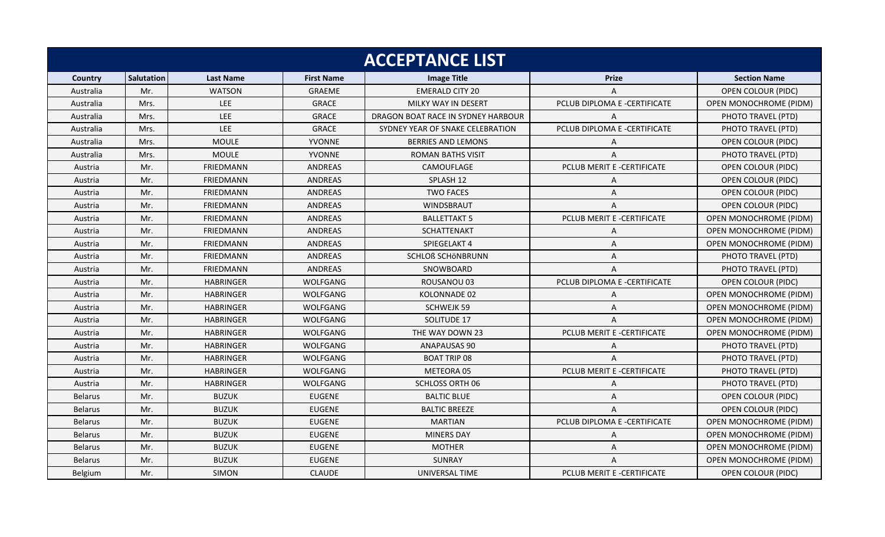# ACCEPTANCE LIST

| Country | Salutation | Last Name | First Name | Image Title | Prize | Section Name |
|---|---|---|---|---|---|---|
| Australia | Mr. | WATSON | GRAEME | EMERALD CITY 20 | A | OPEN COLOUR (PIDC) |
| Australia | Mrs. | LEE | GRACE | MILKY WAY IN DESERT | PCLUB DIPLOMA E -CERTIFICATE | OPEN MONOCHROME (PIDM) |
| Australia | Mrs. | LEE | GRACE | DRAGON BOAT RACE IN SYDNEY HARBOUR | A | PHOTO TRAVEL (PTD) |
| Australia | Mrs. | LEE | GRACE | SYDNEY YEAR OF SNAKE CELEBRATION | PCLUB DIPLOMA E -CERTIFICATE | PHOTO TRAVEL (PTD) |
| Australia | Mrs. | MOULE | YVONNE | BERRIES AND LEMONS | A | OPEN COLOUR (PIDC) |
| Australia | Mrs. | MOULE | YVONNE | ROMAN BATHS VISIT | A | PHOTO TRAVEL (PTD) |
| Austria | Mr. | FRIEDMANN | ANDREAS | CAMOUFLAGE | PCLUB MERIT E -CERTIFICATE | OPEN COLOUR (PIDC) |
| Austria | Mr. | FRIEDMANN | ANDREAS | SPLASH 12 | A | OPEN COLOUR (PIDC) |
| Austria | Mr. | FRIEDMANN | ANDREAS | TWO FACES | A | OPEN COLOUR (PIDC) |
| Austria | Mr. | FRIEDMANN | ANDREAS | WINDSBRAUT | A | OPEN COLOUR (PIDC) |
| Austria | Mr. | FRIEDMANN | ANDREAS | BALLETTAKT 5 | PCLUB MERIT E -CERTIFICATE | OPEN MONOCHROME (PIDM) |
| Austria | Mr. | FRIEDMANN | ANDREAS | SCHATTENAKT | A | OPEN MONOCHROME (PIDM) |
| Austria | Mr. | FRIEDMANN | ANDREAS | SPIEGELAKT 4 | A | OPEN MONOCHROME (PIDM) |
| Austria | Mr. | FRIEDMANN | ANDREAS | SCHLOß SCHöNBRUNN | A | PHOTO TRAVEL (PTD) |
| Austria | Mr. | FRIEDMANN | ANDREAS | SNOWBOARD | A | PHOTO TRAVEL (PTD) |
| Austria | Mr. | HABRINGER | WOLFGANG | ROUSANOU 03 | PCLUB DIPLOMA E -CERTIFICATE | OPEN COLOUR (PIDC) |
| Austria | Mr. | HABRINGER | WOLFGANG | KOLONNADE 02 | A | OPEN MONOCHROME (PIDM) |
| Austria | Mr. | HABRINGER | WOLFGANG | SCHWEJK 59 | A | OPEN MONOCHROME (PIDM) |
| Austria | Mr. | HABRINGER | WOLFGANG | SOLITUDE 17 | A | OPEN MONOCHROME (PIDM) |
| Austria | Mr. | HABRINGER | WOLFGANG | THE WAY DOWN 23 | PCLUB MERIT E -CERTIFICATE | OPEN MONOCHROME (PIDM) |
| Austria | Mr. | HABRINGER | WOLFGANG | ANAPAUSAS 90 | A | PHOTO TRAVEL (PTD) |
| Austria | Mr. | HABRINGER | WOLFGANG | BOAT TRIP 08 | A | PHOTO TRAVEL (PTD) |
| Austria | Mr. | HABRINGER | WOLFGANG | METEORA 05 | PCLUB MERIT E -CERTIFICATE | PHOTO TRAVEL (PTD) |
| Austria | Mr. | HABRINGER | WOLFGANG | SCHLOSS ORTH 06 | A | PHOTO TRAVEL (PTD) |
| Belarus | Mr. | BUZUK | EUGENE | BALTIC BLUE | A | OPEN COLOUR (PIDC) |
| Belarus | Mr. | BUZUK | EUGENE | BALTIC BREEZE | A | OPEN COLOUR (PIDC) |
| Belarus | Mr. | BUZUK | EUGENE | MARTIAN | PCLUB DIPLOMA E -CERTIFICATE | OPEN MONOCHROME (PIDM) |
| Belarus | Mr. | BUZUK | EUGENE | MINERS DAY | A | OPEN MONOCHROME (PIDM) |
| Belarus | Mr. | BUZUK | EUGENE | MOTHER | A | OPEN MONOCHROME (PIDM) |
| Belarus | Mr. | BUZUK | EUGENE | SUNRAY | A | OPEN MONOCHROME (PIDM) |
| Belgium | Mr. | SIMON | CLAUDE | UNIVERSAL TIME | PCLUB MERIT E -CERTIFICATE | OPEN COLOUR (PIDC) |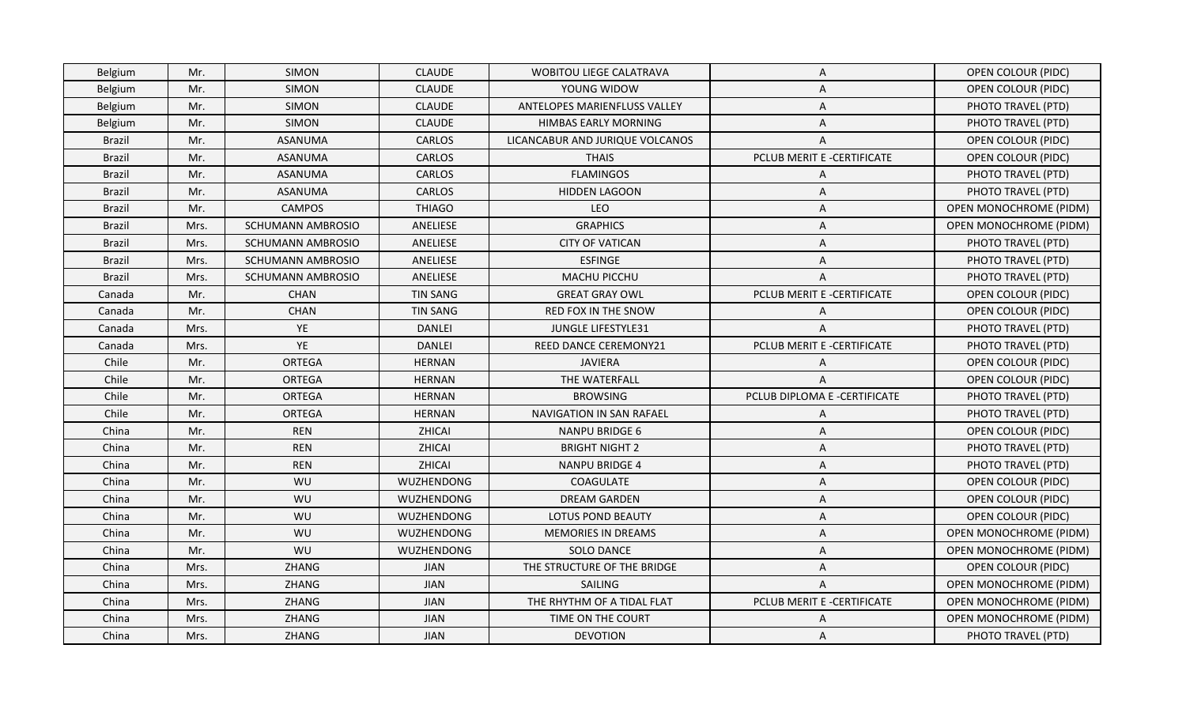| Belgium | Mr. | SIMON | CLAUDE | WOBITOU LIEGE CALATRAVA | A | OPEN COLOUR (PIDC) |
|---|---|---|---|---|---|---|
| Belgium | Mr. | SIMON | CLAUDE | YOUNG WIDOW | A | OPEN COLOUR (PIDC) |
| Belgium | Mr. | SIMON | CLAUDE | ANTELOPES MARIENFLUSS VALLEY | A | PHOTO TRAVEL (PTD) |
| Belgium | Mr. | SIMON | CLAUDE | HIMBAS EARLY MORNING | A | PHOTO TRAVEL (PTD) |
| Brazil | Mr. | ASANUMA | CARLOS | LICANCABUR AND JURIQUE VOLCANOS | A | OPEN COLOUR (PIDC) |
| Brazil | Mr. | ASANUMA | CARLOS | THAIS | PCLUB MERIT E -CERTIFICATE | OPEN COLOUR (PIDC) |
| Brazil | Mr. | ASANUMA | CARLOS | FLAMINGOS | A | PHOTO TRAVEL (PTD) |
| Brazil | Mr. | ASANUMA | CARLOS | HIDDEN LAGOON | A | PHOTO TRAVEL (PTD) |
| Brazil | Mr. | CAMPOS | THIAGO | LEO | A | OPEN MONOCHROME (PIDM) |
| Brazil | Mrs. | SCHUMANN AMBROSIO | ANELIESE | GRAPHICS | A | OPEN MONOCHROME (PIDM) |
| Brazil | Mrs. | SCHUMANN AMBROSIO | ANELIESE | CITY OF VATICAN | A | PHOTO TRAVEL (PTD) |
| Brazil | Mrs. | SCHUMANN AMBROSIO | ANELIESE | ESFINGE | A | PHOTO TRAVEL (PTD) |
| Brazil | Mrs. | SCHUMANN AMBROSIO | ANELIESE | MACHU PICCHU | A | PHOTO TRAVEL (PTD) |
| Canada | Mr. | CHAN | TIN SANG | GREAT GRAY OWL | PCLUB MERIT E -CERTIFICATE | OPEN COLOUR (PIDC) |
| Canada | Mr. | CHAN | TIN SANG | RED FOX IN THE SNOW | A | OPEN COLOUR (PIDC) |
| Canada | Mrs. | YE | DANLEI | JUNGLE LIFESTYLE31 | A | PHOTO TRAVEL (PTD) |
| Canada | Mrs. | YE | DANLEI | REED DANCE CEREMONY21 | PCLUB MERIT E -CERTIFICATE | PHOTO TRAVEL (PTD) |
| Chile | Mr. | ORTEGA | HERNAN | JAVIERA | A | OPEN COLOUR (PIDC) |
| Chile | Mr. | ORTEGA | HERNAN | THE WATERFALL | A | OPEN COLOUR (PIDC) |
| Chile | Mr. | ORTEGA | HERNAN | BROWSING | PCLUB DIPLOMA E -CERTIFICATE | PHOTO TRAVEL (PTD) |
| Chile | Mr. | ORTEGA | HERNAN | NAVIGATION IN SAN RAFAEL | A | PHOTO TRAVEL (PTD) |
| China | Mr. | REN | ZHICAI | NANPU BRIDGE 6 | A | OPEN COLOUR (PIDC) |
| China | Mr. | REN | ZHICAI | BRIGHT NIGHT 2 | A | PHOTO TRAVEL (PTD) |
| China | Mr. | REN | ZHICAI | NANPU BRIDGE 4 | A | PHOTO TRAVEL (PTD) |
| China | Mr. | WU | WUZHENDONG | COAGULATE | A | OPEN COLOUR (PIDC) |
| China | Mr. | WU | WUZHENDONG | DREAM GARDEN | A | OPEN COLOUR (PIDC) |
| China | Mr. | WU | WUZHENDONG | LOTUS POND BEAUTY | A | OPEN COLOUR (PIDC) |
| China | Mr. | WU | WUZHENDONG | MEMORIES IN DREAMS | A | OPEN MONOCHROME (PIDM) |
| China | Mr. | WU | WUZHENDONG | SOLO DANCE | A | OPEN MONOCHROME (PIDM) |
| China | Mrs. | ZHANG | JIAN | THE STRUCTURE OF THE BRIDGE | A | OPEN COLOUR (PIDC) |
| China | Mrs. | ZHANG | JIAN | SAILING | A | OPEN MONOCHROME (PIDM) |
| China | Mrs. | ZHANG | JIAN | THE RHYTHM OF A TIDAL FLAT | PCLUB MERIT E -CERTIFICATE | OPEN MONOCHROME (PIDM) |
| China | Mrs. | ZHANG | JIAN | TIME ON THE COURT | A | OPEN MONOCHROME (PIDM) |
| China | Mrs. | ZHANG | JIAN | DEVOTION | A | PHOTO TRAVEL (PTD) |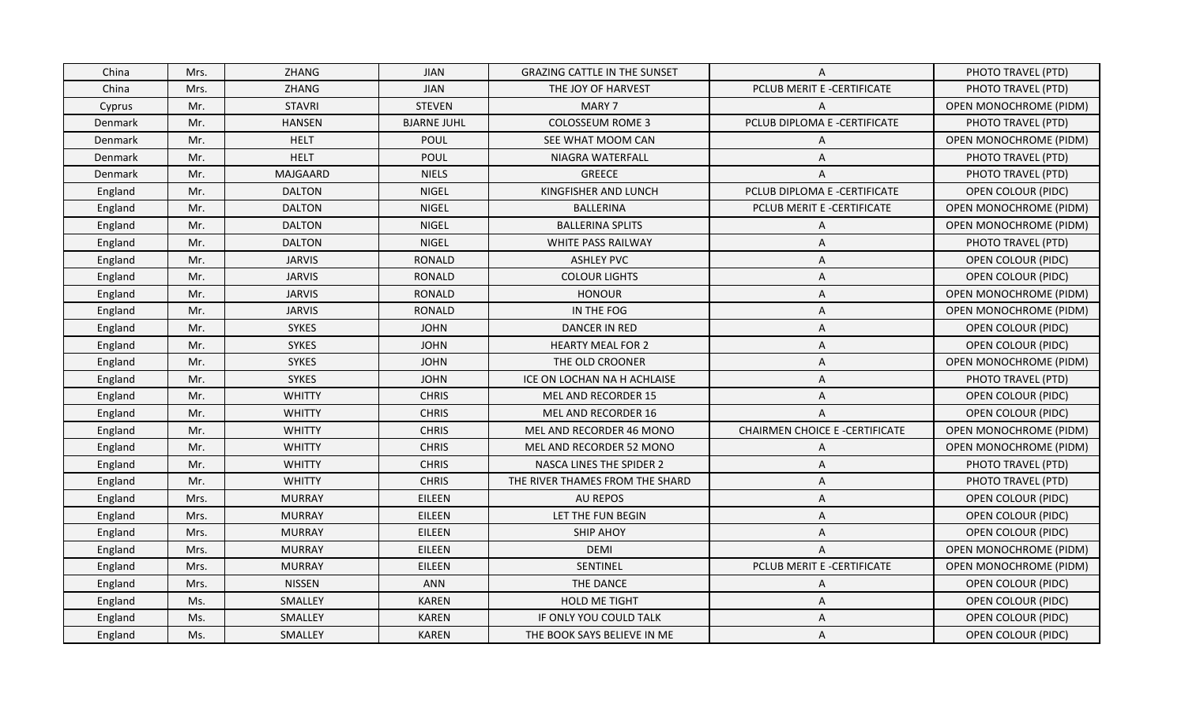| China | Mrs. | ZHANG | JIAN | GRAZING CATTLE IN THE SUNSET | A | PHOTO TRAVEL (PTD) |
|---|---|---|---|---|---|---|
| China | Mrs. | ZHANG | JIAN | THE JOY OF HARVEST | PCLUB MERIT E -CERTIFICATE | PHOTO TRAVEL (PTD) |
| Cyprus | Mr. | STAVRI | STEVEN | MARY 7 | A | OPEN MONOCHROME (PIDM) |
| Denmark | Mr. | HANSEN | BJARNE JUHL | COLOSSEUM ROME 3 | PCLUB DIPLOMA E -CERTIFICATE | PHOTO TRAVEL (PTD) |
| Denmark | Mr. | HELT | POUL | SEE WHAT MOOM CAN | A | OPEN MONOCHROME (PIDM) |
| Denmark | Mr. | HELT | POUL | NIAGRA WATERFALL | A | PHOTO TRAVEL (PTD) |
| Denmark | Mr. | MAJGAARD | NIELS | GREECE | A | PHOTO TRAVEL (PTD) |
| England | Mr. | DALTON | NIGEL | KINGFISHER AND LUNCH | PCLUB DIPLOMA E -CERTIFICATE | OPEN COLOUR (PIDC) |
| England | Mr. | DALTON | NIGEL | BALLERINA | PCLUB MERIT E -CERTIFICATE | OPEN MONOCHROME (PIDM) |
| England | Mr. | DALTON | NIGEL | BALLERINA SPLITS | A | OPEN MONOCHROME (PIDM) |
| England | Mr. | DALTON | NIGEL | WHITE PASS RAILWAY | A | PHOTO TRAVEL (PTD) |
| England | Mr. | JARVIS | RONALD | ASHLEY PVC | A | OPEN COLOUR (PIDC) |
| England | Mr. | JARVIS | RONALD | COLOUR LIGHTS | A | OPEN COLOUR (PIDC) |
| England | Mr. | JARVIS | RONALD | HONOUR | A | OPEN MONOCHROME (PIDM) |
| England | Mr. | JARVIS | RONALD | IN THE FOG | A | OPEN MONOCHROME (PIDM) |
| England | Mr. | SYKES | JOHN | DANCER IN RED | A | OPEN COLOUR (PIDC) |
| England | Mr. | SYKES | JOHN | HEARTY MEAL FOR 2 | A | OPEN COLOUR (PIDC) |
| England | Mr. | SYKES | JOHN | THE OLD CROONER | A | OPEN MONOCHROME (PIDM) |
| England | Mr. | SYKES | JOHN | ICE ON LOCHAN NA H ACHLAISE | A | PHOTO TRAVEL (PTD) |
| England | Mr. | WHITTY | CHRIS | MEL AND RECORDER 15 | A | OPEN COLOUR (PIDC) |
| England | Mr. | WHITTY | CHRIS | MEL AND RECORDER 16 | A | OPEN COLOUR (PIDC) |
| England | Mr. | WHITTY | CHRIS | MEL AND RECORDER 46 MONO | CHAIRMEN CHOICE E -CERTIFICATE | OPEN MONOCHROME (PIDM) |
| England | Mr. | WHITTY | CHRIS | MEL AND RECORDER 52 MONO | A | OPEN MONOCHROME (PIDM) |
| England | Mr. | WHITTY | CHRIS | NASCA LINES THE SPIDER 2 | A | PHOTO TRAVEL (PTD) |
| England | Mr. | WHITTY | CHRIS | THE RIVER THAMES FROM THE SHARD | A | PHOTO TRAVEL (PTD) |
| England | Mrs. | MURRAY | EILEEN | AU REPOS | A | OPEN COLOUR (PIDC) |
| England | Mrs. | MURRAY | EILEEN | LET THE FUN BEGIN | A | OPEN COLOUR (PIDC) |
| England | Mrs. | MURRAY | EILEEN | SHIP AHOY | A | OPEN COLOUR (PIDC) |
| England | Mrs. | MURRAY | EILEEN | DEMI | A | OPEN MONOCHROME (PIDM) |
| England | Mrs. | MURRAY | EILEEN | SENTINEL | PCLUB MERIT E -CERTIFICATE | OPEN MONOCHROME (PIDM) |
| England | Mrs. | NISSEN | ANN | THE DANCE | A | OPEN COLOUR (PIDC) |
| England | Ms. | SMALLEY | KAREN | HOLD ME TIGHT | A | OPEN COLOUR (PIDC) |
| England | Ms. | SMALLEY | KAREN | IF ONLY YOU COULD TALK | A | OPEN COLOUR (PIDC) |
| England | Ms. | SMALLEY | KAREN | THE BOOK SAYS BELIEVE IN ME | A | OPEN COLOUR (PIDC) |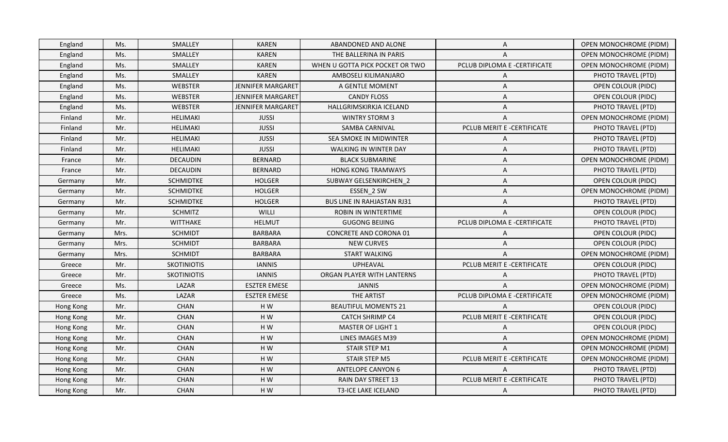| England | Ms. | SMALLEY | KAREN | ABANDONED AND ALONE | A | OPEN MONOCHROME (PIDM) |
|---|---|---|---|---|---|---|
| England | Ms. | SMALLEY | KAREN | THE BALLERINA IN PARIS | A | OPEN MONOCHROME (PIDM) |
| England | Ms. | SMALLEY | KAREN | WHEN U GOTTA PICK POCKET OR TWO | PCLUB DIPLOMA E -CERTIFICATE | OPEN MONOCHROME (PIDM) |
| England | Ms. | SMALLEY | KAREN | AMBOSELI KILIMANJARO | A | PHOTO TRAVEL (PTD) |
| England | Ms. | WEBSTER | JENNIFER MARGARET | A GENTLE MOMENT | A | OPEN COLOUR (PIDC) |
| England | Ms. | WEBSTER | JENNIFER MARGARET | CANDY FLOSS | A | OPEN COLOUR (PIDC) |
| England | Ms. | WEBSTER | JENNIFER MARGARET | HALLGRIMSKIRKJA ICELAND | A | PHOTO TRAVEL (PTD) |
| Finland | Mr. | HELIMAKI | JUSSI | WINTRY STORM 3 | A | OPEN MONOCHROME (PIDM) |
| Finland | Mr. | HELIMAKI | JUSSI | SAMBA CARNIVAL | PCLUB MERIT E -CERTIFICATE | PHOTO TRAVEL (PTD) |
| Finland | Mr. | HELIMAKI | JUSSI | SEA SMOKE IN MIDWINTER | A | PHOTO TRAVEL (PTD) |
| Finland | Mr. | HELIMAKI | JUSSI | WALKING IN WINTER DAY | A | PHOTO TRAVEL (PTD) |
| France | Mr. | DECAUDIN | BERNARD | BLACK SUBMARINE | A | OPEN MONOCHROME (PIDM) |
| France | Mr. | DECAUDIN | BERNARD | HONG KONG TRAMWAYS | A | PHOTO TRAVEL (PTD) |
| Germany | Mr. | SCHMIDTKE | HOLGER | SUBWAY GELSENKIRCHEN_2 | A | OPEN COLOUR (PIDC) |
| Germany | Mr. | SCHMIDTKE | HOLGER | ESSEN_2 SW | A | OPEN MONOCHROME (PIDM) |
| Germany | Mr. | SCHMIDTKE | HOLGER | BUS LINE IN RAHJASTAN RJ31 | A | PHOTO TRAVEL (PTD) |
| Germany | Mr. | SCHMITZ | WILLI | ROBIN IN WINTERTIME | A | OPEN COLOUR (PIDC) |
| Germany | Mr. | WITTHAKE | HELMUT | GUGONG BEIJING | PCLUB DIPLOMA E -CERTIFICATE | PHOTO TRAVEL (PTD) |
| Germany | Mrs. | SCHMIDT | BARBARA | CONCRETE AND CORONA 01 | A | OPEN COLOUR (PIDC) |
| Germany | Mrs. | SCHMIDT | BARBARA | NEW CURVES | A | OPEN COLOUR (PIDC) |
| Germany | Mrs. | SCHMIDT | BARBARA | START WALKING | A | OPEN MONOCHROME (PIDM) |
| Greece | Mr. | SKOTINIOTIS | IANNIS | UPHEAVAL | PCLUB MERIT E -CERTIFICATE | OPEN COLOUR (PIDC) |
| Greece | Mr. | SKOTINIOTIS | IANNIS | ORGAN PLAYER WITH LANTERNS | A | PHOTO TRAVEL (PTD) |
| Greece | Ms. | LAZAR | ESZTER EMESE | JANNIS | A | OPEN MONOCHROME (PIDM) |
| Greece | Ms. | LAZAR | ESZTER EMESE | THE ARTIST | PCLUB DIPLOMA E -CERTIFICATE | OPEN MONOCHROME (PIDM) |
| Hong Kong | Mr. | CHAN | H W | BEAUTIFUL MOMENTS 21 | A | OPEN COLOUR (PIDC) |
| Hong Kong | Mr. | CHAN | H W | CATCH SHRIMP C4 | PCLUB MERIT E -CERTIFICATE | OPEN COLOUR (PIDC) |
| Hong Kong | Mr. | CHAN | H W | MASTER OF LIGHT 1 | A | OPEN COLOUR (PIDC) |
| Hong Kong | Mr. | CHAN | H W | LINES IMAGES M39 | A | OPEN MONOCHROME (PIDM) |
| Hong Kong | Mr. | CHAN | H W | STAIR STEP M1 | A | OPEN MONOCHROME (PIDM) |
| Hong Kong | Mr. | CHAN | H W | STAIR STEP M5 | PCLUB MERIT E -CERTIFICATE | OPEN MONOCHROME (PIDM) |
| Hong Kong | Mr. | CHAN | H W | ANTELOPE CANYON 6 | A | PHOTO TRAVEL (PTD) |
| Hong Kong | Mr. | CHAN | H W | RAIN DAY STREET 13 | PCLUB MERIT E -CERTIFICATE | PHOTO TRAVEL (PTD) |
| Hong Kong | Mr. | CHAN | H W | T3-ICE LAKE ICELAND | A | PHOTO TRAVEL (PTD) |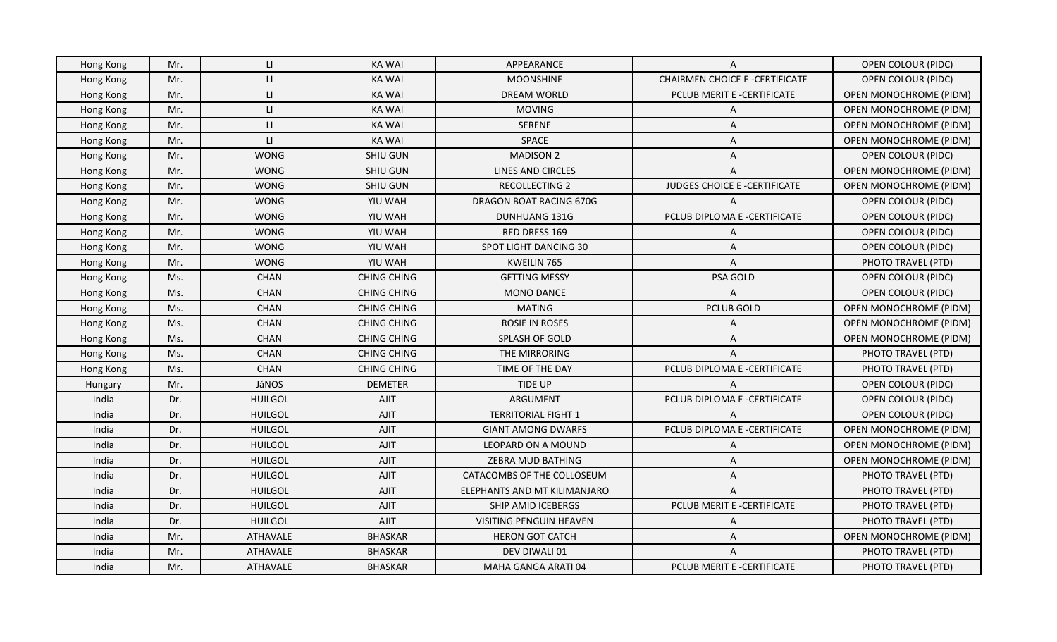| Hong Kong | Mr. | LI | KA WAI | APPEARANCE | A | OPEN COLOUR (PIDC) |
|---|---|---|---|---|---|---|
| Hong Kong | Mr. | LI | KA WAI | MOONSHINE | CHAIRMEN CHOICE E -CERTIFICATE | OPEN COLOUR (PIDC) |
| Hong Kong | Mr. | LI | KA WAI | DREAM WORLD | PCLUB MERIT E -CERTIFICATE | OPEN MONOCHROME (PIDM) |
| Hong Kong | Mr. | LI | KA WAI | MOVING | A | OPEN MONOCHROME (PIDM) |
| Hong Kong | Mr. | LI | KA WAI | SERENE | A | OPEN MONOCHROME (PIDM) |
| Hong Kong | Mr. | LI | KA WAI | SPACE | A | OPEN MONOCHROME (PIDM) |
| Hong Kong | Mr. | WONG | SHIU GUN | MADISON 2 | A | OPEN COLOUR (PIDC) |
| Hong Kong | Mr. | WONG | SHIU GUN | LINES AND CIRCLES | A | OPEN MONOCHROME (PIDM) |
| Hong Kong | Mr. | WONG | SHIU GUN | RECOLLECTING 2 | JUDGES CHOICE E -CERTIFICATE | OPEN MONOCHROME (PIDM) |
| Hong Kong | Mr. | WONG | YIU WAH | DRAGON BOAT RACING 670G | A | OPEN COLOUR (PIDC) |
| Hong Kong | Mr. | WONG | YIU WAH | DUNHUANG 131G | PCLUB DIPLOMA E -CERTIFICATE | OPEN COLOUR (PIDC) |
| Hong Kong | Mr. | WONG | YIU WAH | RED DRESS 169 | A | OPEN COLOUR (PIDC) |
| Hong Kong | Mr. | WONG | YIU WAH | SPOT LIGHT DANCING 30 | A | OPEN COLOUR (PIDC) |
| Hong Kong | Mr. | WONG | YIU WAH | KWEILIN 765 | A | PHOTO TRAVEL (PTD) |
| Hong Kong | Ms. | CHAN | CHING CHING | GETTING MESSY | PSA GOLD | OPEN COLOUR (PIDC) |
| Hong Kong | Ms. | CHAN | CHING CHING | MONO DANCE | A | OPEN COLOUR (PIDC) |
| Hong Kong | Ms. | CHAN | CHING CHING | MATING | PCLUB GOLD | OPEN MONOCHROME (PIDM) |
| Hong Kong | Ms. | CHAN | CHING CHING | ROSIE IN ROSES | A | OPEN MONOCHROME (PIDM) |
| Hong Kong | Ms. | CHAN | CHING CHING | SPLASH OF GOLD | A | OPEN MONOCHROME (PIDM) |
| Hong Kong | Ms. | CHAN | CHING CHING | THE MIRRORING | A | PHOTO TRAVEL (PTD) |
| Hong Kong | Ms. | CHAN | CHING CHING | TIME OF THE DAY | PCLUB DIPLOMA E -CERTIFICATE | PHOTO TRAVEL (PTD) |
| Hungary | Mr. | JáNOS | DEMETER | TIDE UP | A | OPEN COLOUR (PIDC) |
| India | Dr. | HUILGOL | AJIT | ARGUMENT | PCLUB DIPLOMA E -CERTIFICATE | OPEN COLOUR (PIDC) |
| India | Dr. | HUILGOL | AJIT | TERRITORIAL FIGHT 1 | A | OPEN COLOUR (PIDC) |
| India | Dr. | HUILGOL | AJIT | GIANT AMONG DWARFS | PCLUB DIPLOMA E -CERTIFICATE | OPEN MONOCHROME (PIDM) |
| India | Dr. | HUILGOL | AJIT | LEOPARD ON A MOUND | A | OPEN MONOCHROME (PIDM) |
| India | Dr. | HUILGOL | AJIT | ZEBRA MUD BATHING | A | OPEN MONOCHROME (PIDM) |
| India | Dr. | HUILGOL | AJIT | CATACOMBS OF THE COLLOSEUM | A | PHOTO TRAVEL (PTD) |
| India | Dr. | HUILGOL | AJIT | ELEPHANTS AND MT KILIMANJARO | A | PHOTO TRAVEL (PTD) |
| India | Dr. | HUILGOL | AJIT | SHIP AMID ICEBERGS | PCLUB MERIT E -CERTIFICATE | PHOTO TRAVEL (PTD) |
| India | Dr. | HUILGOL | AJIT | VISITING PENGUIN HEAVEN | A | PHOTO TRAVEL (PTD) |
| India | Mr. | ATHAVALE | BHASKAR | HERON GOT CATCH | A | OPEN MONOCHROME (PIDM) |
| India | Mr. | ATHAVALE | BHASKAR | DEV DIWALI 01 | A | PHOTO TRAVEL (PTD) |
| India | Mr. | ATHAVALE | BHASKAR | MAHA GANGA ARATI 04 | PCLUB MERIT E -CERTIFICATE | PHOTO TRAVEL (PTD) |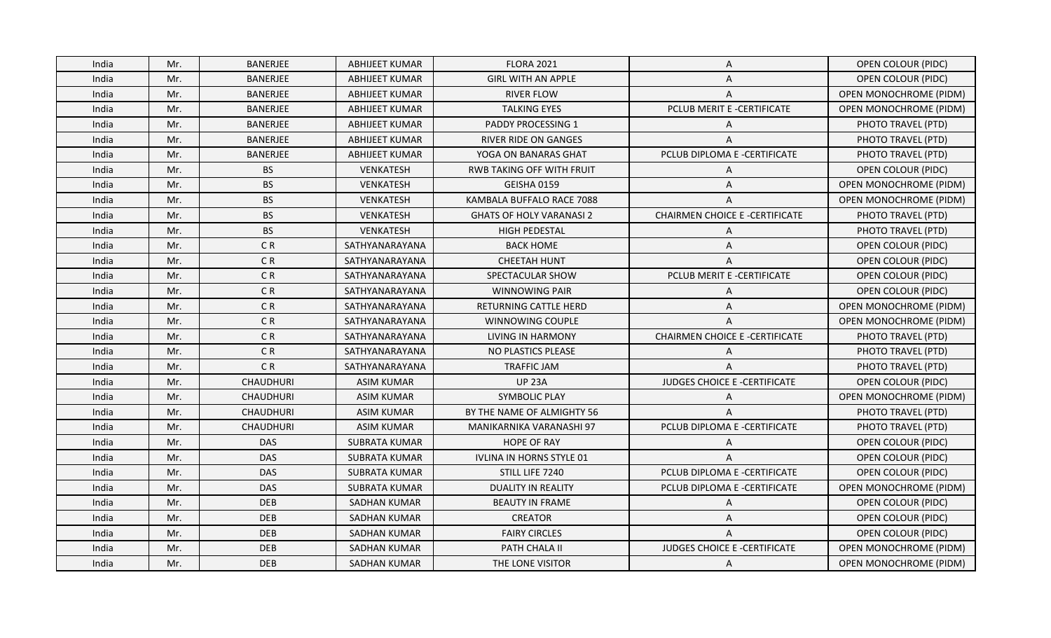| India | Mr. | BANERJEE | ABHIJEET KUMAR | FLORA 2021 | A | OPEN COLOUR (PIDC) |
|---|---|---|---|---|---|---|
| India | Mr. | BANERJEE | ABHIJEET KUMAR | GIRL WITH AN APPLE | A | OPEN COLOUR (PIDC) |
| India | Mr. | BANERJEE | ABHIJEET KUMAR | RIVER FLOW | A | OPEN MONOCHROME (PIDM) |
| India | Mr. | BANERJEE | ABHIJEET KUMAR | TALKING EYES | PCLUB MERIT E -CERTIFICATE | OPEN MONOCHROME (PIDM) |
| India | Mr. | BANERJEE | ABHIJEET KUMAR | PADDY PROCESSING 1 | A | PHOTO TRAVEL (PTD) |
| India | Mr. | BANERJEE | ABHIJEET KUMAR | RIVER RIDE ON GANGES | A | PHOTO TRAVEL (PTD) |
| India | Mr. | BANERJEE | ABHIJEET KUMAR | YOGA ON BANARAS GHAT | PCLUB DIPLOMA E -CERTIFICATE | PHOTO TRAVEL (PTD) |
| India | Mr. | BS | VENKATESH | RWB TAKING OFF WITH FRUIT | A | OPEN COLOUR (PIDC) |
| India | Mr. | BS | VENKATESH | GEISHA 0159 | A | OPEN MONOCHROME (PIDM) |
| India | Mr. | BS | VENKATESH | KAMBALA BUFFALO RACE 7088 | A | OPEN MONOCHROME (PIDM) |
| India | Mr. | BS | VENKATESH | GHATS OF HOLY VARANASI 2 | CHAIRMEN CHOICE E -CERTIFICATE | PHOTO TRAVEL (PTD) |
| India | Mr. | BS | VENKATESH | HIGH PEDESTAL | A | PHOTO TRAVEL (PTD) |
| India | Mr. | C R | SATHYANARAYANA | BACK HOME | A | OPEN COLOUR (PIDC) |
| India | Mr. | C R | SATHYANARAYANA | CHEETAH HUNT | A | OPEN COLOUR (PIDC) |
| India | Mr. | C R | SATHYANARAYANA | SPECTACULAR SHOW | PCLUB MERIT E -CERTIFICATE | OPEN COLOUR (PIDC) |
| India | Mr. | C R | SATHYANARAYANA | WINNOWING PAIR | A | OPEN COLOUR (PIDC) |
| India | Mr. | C R | SATHYANARAYANA | RETURNING CATTLE HERD | A | OPEN MONOCHROME (PIDM) |
| India | Mr. | C R | SATHYANARAYANA | WINNOWING COUPLE | A | OPEN MONOCHROME (PIDM) |
| India | Mr. | C R | SATHYANARAYANA | LIVING IN HARMONY | CHAIRMEN CHOICE E -CERTIFICATE | PHOTO TRAVEL (PTD) |
| India | Mr. | C R | SATHYANARAYANA | NO PLASTICS PLEASE | A | PHOTO TRAVEL (PTD) |
| India | Mr. | C R | SATHYANARAYANA | TRAFFIC JAM | A | PHOTO TRAVEL (PTD) |
| India | Mr. | CHAUDHURI | ASIM KUMAR | UP 23A | JUDGES CHOICE E -CERTIFICATE | OPEN COLOUR (PIDC) |
| India | Mr. | CHAUDHURI | ASIM KUMAR | SYMBOLIC PLAY | A | OPEN MONOCHROME (PIDM) |
| India | Mr. | CHAUDHURI | ASIM KUMAR | BY THE NAME OF ALMIGHTY 56 | A | PHOTO TRAVEL (PTD) |
| India | Mr. | CHAUDHURI | ASIM KUMAR | MANIKARNIKA VARANASHI 97 | PCLUB DIPLOMA E -CERTIFICATE | PHOTO TRAVEL (PTD) |
| India | Mr. | DAS | SUBRATA KUMAR | HOPE OF RAY | A | OPEN COLOUR (PIDC) |
| India | Mr. | DAS | SUBRATA KUMAR | IVLINA IN HORNS STYLE 01 | A | OPEN COLOUR (PIDC) |
| India | Mr. | DAS | SUBRATA KUMAR | STILL LIFE 7240 | PCLUB DIPLOMA E -CERTIFICATE | OPEN COLOUR (PIDC) |
| India | Mr. | DAS | SUBRATA KUMAR | DUALITY IN REALITY | PCLUB DIPLOMA E -CERTIFICATE | OPEN MONOCHROME (PIDM) |
| India | Mr. | DEB | SADHAN KUMAR | BEAUTY IN FRAME | A | OPEN COLOUR (PIDC) |
| India | Mr. | DEB | SADHAN KUMAR | CREATOR | A | OPEN COLOUR (PIDC) |
| India | Mr. | DEB | SADHAN KUMAR | FAIRY CIRCLES | A | OPEN COLOUR (PIDC) |
| India | Mr. | DEB | SADHAN KUMAR | PATH CHALA II | JUDGES CHOICE E -CERTIFICATE | OPEN MONOCHROME (PIDM) |
| India | Mr. | DEB | SADHAN KUMAR | THE LONE VISITOR | A | OPEN MONOCHROME (PIDM) |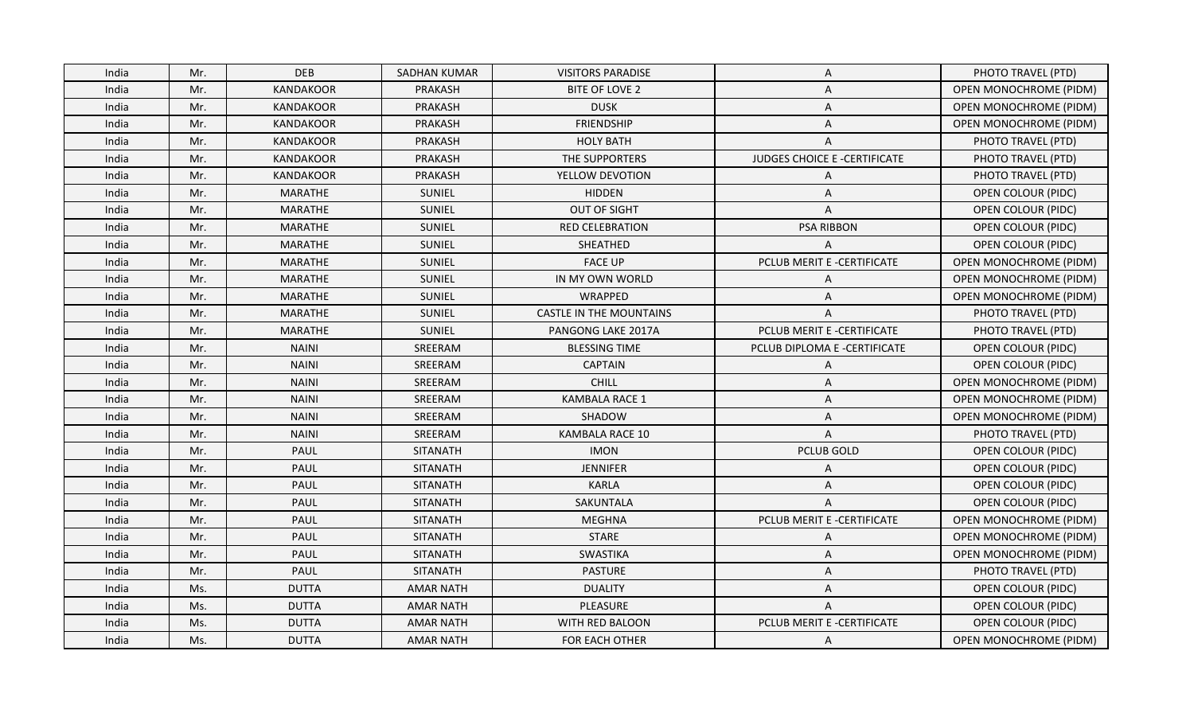| India | Mr. | DEB | SADHAN KUMAR | VISITORS PARADISE | A | PHOTO TRAVEL (PTD) |
|---|---|---|---|---|---|---|
| India | Mr. | KANDAKOOR | PRAKASH | BITE OF LOVE 2 | A | OPEN MONOCHROME (PIDM) |
| India | Mr. | KANDAKOOR | PRAKASH | DUSK | A | OPEN MONOCHROME (PIDM) |
| India | Mr. | KANDAKOOR | PRAKASH | FRIENDSHIP | A | OPEN MONOCHROME (PIDM) |
| India | Mr. | KANDAKOOR | PRAKASH | HOLY BATH | A | PHOTO TRAVEL (PTD) |
| India | Mr. | KANDAKOOR | PRAKASH | THE SUPPORTERS | JUDGES CHOICE E -CERTIFICATE | PHOTO TRAVEL (PTD) |
| India | Mr. | KANDAKOOR | PRAKASH | YELLOW DEVOTION | A | PHOTO TRAVEL (PTD) |
| India | Mr. | MARATHE | SUNIEL | HIDDEN | A | OPEN COLOUR (PIDC) |
| India | Mr. | MARATHE | SUNIEL | OUT OF SIGHT | A | OPEN COLOUR (PIDC) |
| India | Mr. | MARATHE | SUNIEL | RED CELEBRATION | PSA RIBBON | OPEN COLOUR (PIDC) |
| India | Mr. | MARATHE | SUNIEL | SHEATHED | A | OPEN COLOUR (PIDC) |
| India | Mr. | MARATHE | SUNIEL | FACE UP | PCLUB MERIT E -CERTIFICATE | OPEN MONOCHROME (PIDM) |
| India | Mr. | MARATHE | SUNIEL | IN MY OWN WORLD | A | OPEN MONOCHROME (PIDM) |
| India | Mr. | MARATHE | SUNIEL | WRAPPED | A | OPEN MONOCHROME (PIDM) |
| India | Mr. | MARATHE | SUNIEL | CASTLE IN THE MOUNTAINS | A | PHOTO TRAVEL (PTD) |
| India | Mr. | MARATHE | SUNIEL | PANGONG LAKE 2017A | PCLUB MERIT E -CERTIFICATE | PHOTO TRAVEL (PTD) |
| India | Mr. | NAINI | SREERAM | BLESSING TIME | PCLUB DIPLOMA E -CERTIFICATE | OPEN COLOUR (PIDC) |
| India | Mr. | NAINI | SREERAM | CAPTAIN | A | OPEN COLOUR (PIDC) |
| India | Mr. | NAINI | SREERAM | CHILL | A | OPEN MONOCHROME (PIDM) |
| India | Mr. | NAINI | SREERAM | KAMBALA RACE 1 | A | OPEN MONOCHROME (PIDM) |
| India | Mr. | NAINI | SREERAM | SHADOW | A | OPEN MONOCHROME (PIDM) |
| India | Mr. | NAINI | SREERAM | KAMBALA RACE 10 | A | PHOTO TRAVEL (PTD) |
| India | Mr. | PAUL | SITANATH | IMON | PCLUB GOLD | OPEN COLOUR (PIDC) |
| India | Mr. | PAUL | SITANATH | JENNIFER | A | OPEN COLOUR (PIDC) |
| India | Mr. | PAUL | SITANATH | KARLA | A | OPEN COLOUR (PIDC) |
| India | Mr. | PAUL | SITANATH | SAKUNTALA | A | OPEN COLOUR (PIDC) |
| India | Mr. | PAUL | SITANATH | MEGHNA | PCLUB MERIT E -CERTIFICATE | OPEN MONOCHROME (PIDM) |
| India | Mr. | PAUL | SITANATH | STARE | A | OPEN MONOCHROME (PIDM) |
| India | Mr. | PAUL | SITANATH | SWASTIKA | A | OPEN MONOCHROME (PIDM) |
| India | Mr. | PAUL | SITANATH | PASTURE | A | PHOTO TRAVEL (PTD) |
| India | Ms. | DUTTA | AMAR NATH | DUALITY | A | OPEN COLOUR (PIDC) |
| India | Ms. | DUTTA | AMAR NATH | PLEASURE | A | OPEN COLOUR (PIDC) |
| India | Ms. | DUTTA | AMAR NATH | WITH RED BALOON | PCLUB MERIT E -CERTIFICATE | OPEN COLOUR (PIDC) |
| India | Ms. | DUTTA | AMAR NATH | FOR EACH OTHER | A | OPEN MONOCHROME (PIDM) |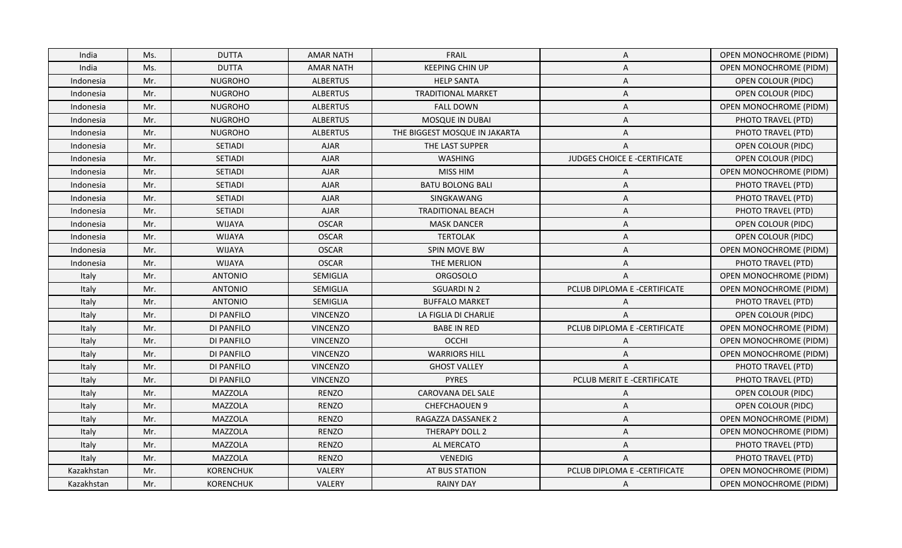| India | Ms. | DUTTA | AMAR NATH | FRAIL | A | OPEN MONOCHROME (PIDM) |
|---|---|---|---|---|---|---|
| India | Ms. | DUTTA | AMAR NATH | KEEPING CHIN UP | A | OPEN MONOCHROME (PIDM) |
| Indonesia | Mr. | NUGROHO | ALBERTUS | HELP SANTA | A | OPEN COLOUR (PIDC) |
| Indonesia | Mr. | NUGROHO | ALBERTUS | TRADITIONAL MARKET | A | OPEN COLOUR (PIDC) |
| Indonesia | Mr. | NUGROHO | ALBERTUS | FALL DOWN | A | OPEN MONOCHROME (PIDM) |
| Indonesia | Mr. | NUGROHO | ALBERTUS | MOSQUE IN DUBAI | A | PHOTO TRAVEL (PTD) |
| Indonesia | Mr. | NUGROHO | ALBERTUS | THE BIGGEST MOSQUE IN JAKARTA | A | PHOTO TRAVEL (PTD) |
| Indonesia | Mr. | SETIADI | AJAR | THE LAST SUPPER | A | OPEN COLOUR (PIDC) |
| Indonesia | Mr. | SETIADI | AJAR | WASHING | JUDGES CHOICE E -CERTIFICATE | OPEN COLOUR (PIDC) |
| Indonesia | Mr. | SETIADI | AJAR | MISS HIM | A | OPEN MONOCHROME (PIDM) |
| Indonesia | Mr. | SETIADI | AJAR | BATU BOLONG BALI | A | PHOTO TRAVEL (PTD) |
| Indonesia | Mr. | SETIADI | AJAR | SINGKAWANG | A | PHOTO TRAVEL (PTD) |
| Indonesia | Mr. | SETIADI | AJAR | TRADITIONAL BEACH | A | PHOTO TRAVEL (PTD) |
| Indonesia | Mr. | WIJAYA | OSCAR | MASK DANCER | A | OPEN COLOUR (PIDC) |
| Indonesia | Mr. | WIJAYA | OSCAR | TERTOLAK | A | OPEN COLOUR (PIDC) |
| Indonesia | Mr. | WIJAYA | OSCAR | SPIN MOVE BW | A | OPEN MONOCHROME (PIDM) |
| Indonesia | Mr. | WIJAYA | OSCAR | THE MERLION | A | PHOTO TRAVEL (PTD) |
| Italy | Mr. | ANTONIO | SEMIGLIA | ORGOSOLO | A | OPEN MONOCHROME (PIDM) |
| Italy | Mr. | ANTONIO | SEMIGLIA | SGUARDI N 2 | PCLUB DIPLOMA E -CERTIFICATE | OPEN MONOCHROME (PIDM) |
| Italy | Mr. | ANTONIO | SEMIGLIA | BUFFALO MARKET | A | PHOTO TRAVEL (PTD) |
| Italy | Mr. | DI PANFILO | VINCENZO | LA FIGLIA DI CHARLIE | A | OPEN COLOUR (PIDC) |
| Italy | Mr. | DI PANFILO | VINCENZO | BABE IN RED | PCLUB DIPLOMA E -CERTIFICATE | OPEN MONOCHROME (PIDM) |
| Italy | Mr. | DI PANFILO | VINCENZO | OCCHI | A | OPEN MONOCHROME (PIDM) |
| Italy | Mr. | DI PANFILO | VINCENZO | WARRIORS HILL | A | OPEN MONOCHROME (PIDM) |
| Italy | Mr. | DI PANFILO | VINCENZO | GHOST VALLEY | A | PHOTO TRAVEL (PTD) |
| Italy | Mr. | DI PANFILO | VINCENZO | PYRES | PCLUB MERIT E -CERTIFICATE | PHOTO TRAVEL (PTD) |
| Italy | Mr. | MAZZOLA | RENZO | CAROVANA DEL SALE | A | OPEN COLOUR (PIDC) |
| Italy | Mr. | MAZZOLA | RENZO | CHEFCHAOUEN 9 | A | OPEN COLOUR (PIDC) |
| Italy | Mr. | MAZZOLA | RENZO | RAGAZZA DASSANEK 2 | A | OPEN MONOCHROME (PIDM) |
| Italy | Mr. | MAZZOLA | RENZO | THERAPY DOLL 2 | A | OPEN MONOCHROME (PIDM) |
| Italy | Mr. | MAZZOLA | RENZO | AL MERCATO | A | PHOTO TRAVEL (PTD) |
| Italy | Mr. | MAZZOLA | RENZO | VENEDIG | A | PHOTO TRAVEL (PTD) |
| Kazakhstan | Mr. | KORENCHUK | VALERY | AT BUS STATION | PCLUB DIPLOMA E -CERTIFICATE | OPEN MONOCHROME (PIDM) |
| Kazakhstan | Mr. | KORENCHUK | VALERY | RAINY DAY | A | OPEN MONOCHROME (PIDM) |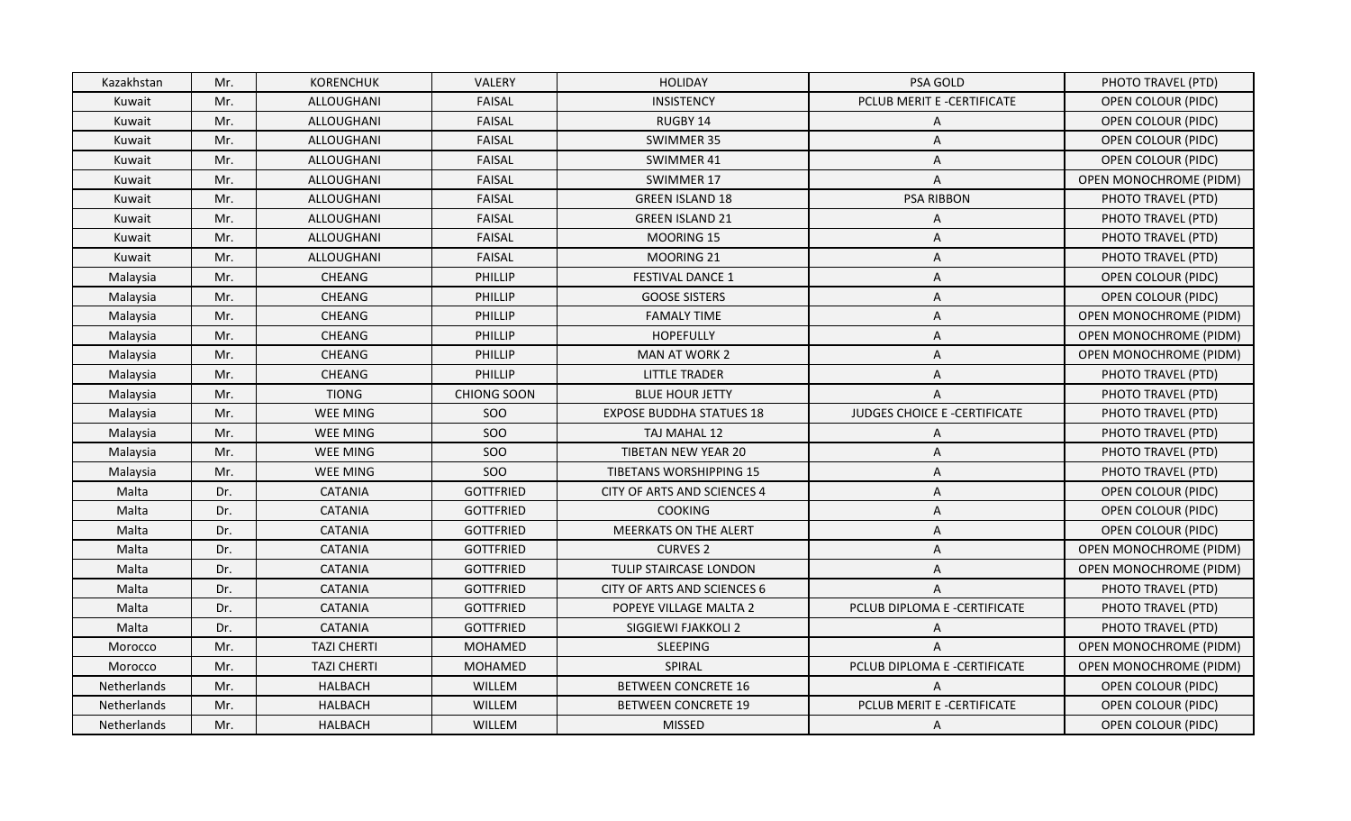| Kazakhstan | Mr. | KORENCHUK | VALERY | HOLIDAY | PSA GOLD | PHOTO TRAVEL (PTD) |
|---|---|---|---|---|---|---|
| Kuwait | Mr. | ALLOUGHANI | FAISAL | INSISTENCY | PCLUB MERIT E -CERTIFICATE | OPEN COLOUR (PIDC) |
| Kuwait | Mr. | ALLOUGHANI | FAISAL | RUGBY 14 | A | OPEN COLOUR (PIDC) |
| Kuwait | Mr. | ALLOUGHANI | FAISAL | SWIMMER 35 | A | OPEN COLOUR (PIDC) |
| Kuwait | Mr. | ALLOUGHANI | FAISAL | SWIMMER 41 | A | OPEN COLOUR (PIDC) |
| Kuwait | Mr. | ALLOUGHANI | FAISAL | SWIMMER 17 | A | OPEN MONOCHROME (PIDM) |
| Kuwait | Mr. | ALLOUGHANI | FAISAL | GREEN ISLAND 18 | PSA RIBBON | PHOTO TRAVEL (PTD) |
| Kuwait | Mr. | ALLOUGHANI | FAISAL | GREEN ISLAND 21 | A | PHOTO TRAVEL (PTD) |
| Kuwait | Mr. | ALLOUGHANI | FAISAL | MOORING 15 | A | PHOTO TRAVEL (PTD) |
| Kuwait | Mr. | ALLOUGHANI | FAISAL | MOORING 21 | A | PHOTO TRAVEL (PTD) |
| Malaysia | Mr. | CHEANG | PHILLIP | FESTIVAL DANCE 1 | A | OPEN COLOUR (PIDC) |
| Malaysia | Mr. | CHEANG | PHILLIP | GOOSE SISTERS | A | OPEN COLOUR (PIDC) |
| Malaysia | Mr. | CHEANG | PHILLIP | FAMALY TIME | A | OPEN MONOCHROME (PIDM) |
| Malaysia | Mr. | CHEANG | PHILLIP | HOPEFULLY | A | OPEN MONOCHROME (PIDM) |
| Malaysia | Mr. | CHEANG | PHILLIP | MAN AT WORK 2 | A | OPEN MONOCHROME (PIDM) |
| Malaysia | Mr. | CHEANG | PHILLIP | LITTLE TRADER | A | PHOTO TRAVEL (PTD) |
| Malaysia | Mr. | TIONG | CHIONG SOON | BLUE HOUR JETTY | A | PHOTO TRAVEL (PTD) |
| Malaysia | Mr. | WEE MING | SOO | EXPOSE BUDDHA STATUES 18 | JUDGES CHOICE E -CERTIFICATE | PHOTO TRAVEL (PTD) |
| Malaysia | Mr. | WEE MING | SOO | TAJ MAHAL 12 | A | PHOTO TRAVEL (PTD) |
| Malaysia | Mr. | WEE MING | SOO | TIBETAN NEW YEAR 20 | A | PHOTO TRAVEL (PTD) |
| Malaysia | Mr. | WEE MING | SOO | TIBETANS WORSHIPPING 15 | A | PHOTO TRAVEL (PTD) |
| Malta | Dr. | CATANIA | GOTTFRIED | CITY OF ARTS AND SCIENCES 4 | A | OPEN COLOUR (PIDC) |
| Malta | Dr. | CATANIA | GOTTFRIED | COOKING | A | OPEN COLOUR (PIDC) |
| Malta | Dr. | CATANIA | GOTTFRIED | MEERKATS ON THE ALERT | A | OPEN COLOUR (PIDC) |
| Malta | Dr. | CATANIA | GOTTFRIED | CURVES 2 | A | OPEN MONOCHROME (PIDM) |
| Malta | Dr. | CATANIA | GOTTFRIED | TULIP STAIRCASE LONDON | A | OPEN MONOCHROME (PIDM) |
| Malta | Dr. | CATANIA | GOTTFRIED | CITY OF ARTS AND SCIENCES 6 | A | PHOTO TRAVEL (PTD) |
| Malta | Dr. | CATANIA | GOTTFRIED | POPEYE VILLAGE MALTA 2 | PCLUB DIPLOMA E -CERTIFICATE | PHOTO TRAVEL (PTD) |
| Malta | Dr. | CATANIA | GOTTFRIED | SIGGIEWI FJAKKOLI 2 | A | PHOTO TRAVEL (PTD) |
| Morocco | Mr. | TAZI CHERTI | MOHAMED | SLEEPING | A | OPEN MONOCHROME (PIDM) |
| Morocco | Mr. | TAZI CHERTI | MOHAMED | SPIRAL | PCLUB DIPLOMA E -CERTIFICATE | OPEN MONOCHROME (PIDM) |
| Netherlands | Mr. | HALBACH | WILLEM | BETWEEN CONCRETE 16 | A | OPEN COLOUR (PIDC) |
| Netherlands | Mr. | HALBACH | WILLEM | BETWEEN CONCRETE 19 | PCLUB MERIT E -CERTIFICATE | OPEN COLOUR (PIDC) |
| Netherlands | Mr. | HALBACH | WILLEM | MISSED | A | OPEN COLOUR (PIDC) |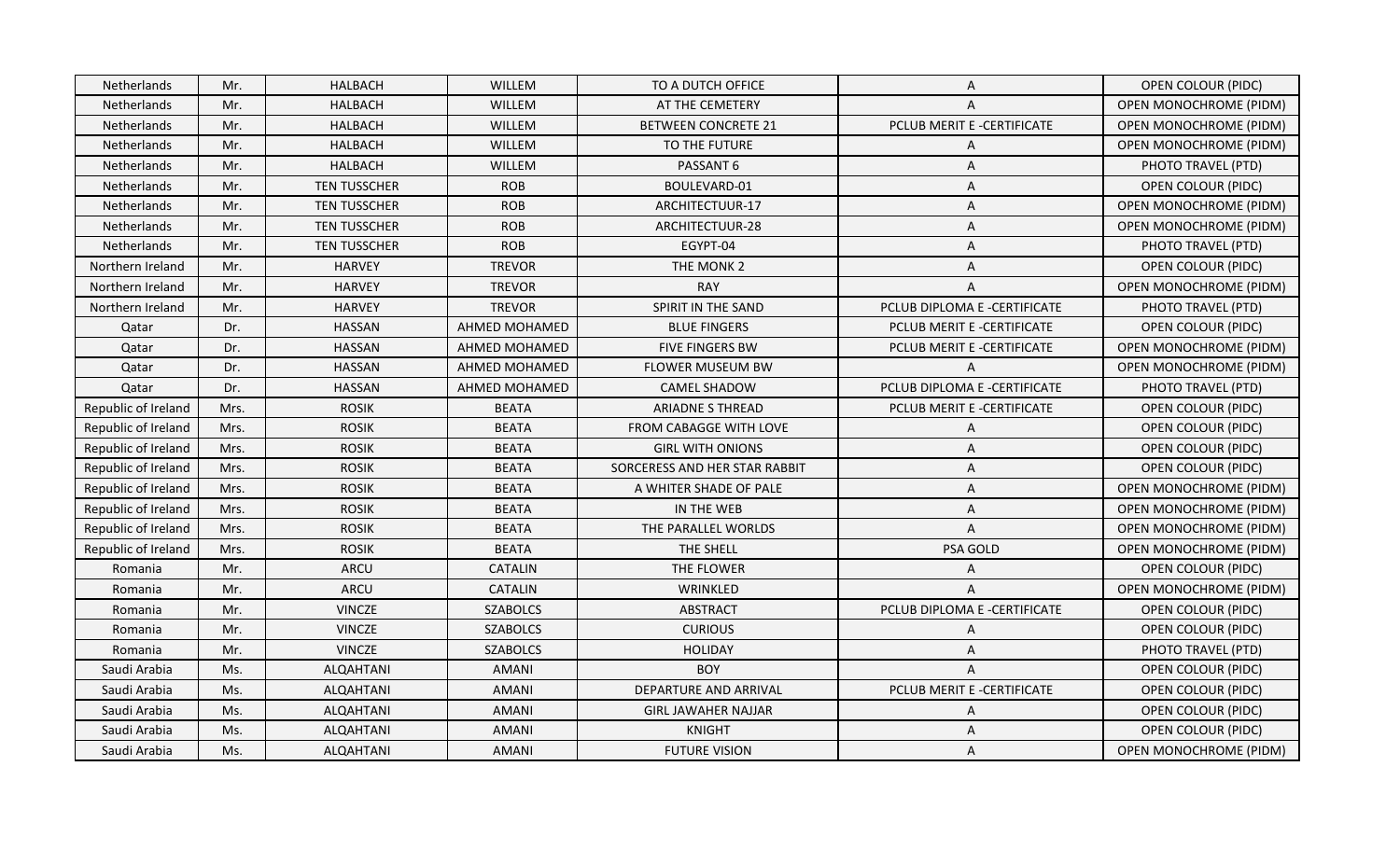| Netherlands | Mr. | HALBACH | WILLEM | TO A DUTCH OFFICE | A | OPEN COLOUR (PIDC) |
|---|---|---|---|---|---|---|
| Netherlands | Mr. | HALBACH | WILLEM | AT THE CEMETERY | A | OPEN MONOCHROME (PIDM) |
| Netherlands | Mr. | HALBACH | WILLEM | BETWEEN CONCRETE 21 | PCLUB MERIT E -CERTIFICATE | OPEN MONOCHROME (PIDM) |
| Netherlands | Mr. | HALBACH | WILLEM | TO THE FUTURE | A | OPEN MONOCHROME (PIDM) |
| Netherlands | Mr. | HALBACH | WILLEM | PASSANT 6 | A | PHOTO TRAVEL (PTD) |
| Netherlands | Mr. | TEN TUSSCHER | ROB | BOULEVARD-01 | A | OPEN COLOUR (PIDC) |
| Netherlands | Mr. | TEN TUSSCHER | ROB | ARCHITECTUUR-17 | A | OPEN MONOCHROME (PIDM) |
| Netherlands | Mr. | TEN TUSSCHER | ROB | ARCHITECTUUR-28 | A | OPEN MONOCHROME (PIDM) |
| Netherlands | Mr. | TEN TUSSCHER | ROB | EGYPT-04 | A | PHOTO TRAVEL (PTD) |
| Northern Ireland | Mr. | HARVEY | TREVOR | THE MONK 2 | A | OPEN COLOUR (PIDC) |
| Northern Ireland | Mr. | HARVEY | TREVOR | RAY | A | OPEN MONOCHROME (PIDM) |
| Northern Ireland | Mr. | HARVEY | TREVOR | SPIRIT IN THE SAND | PCLUB DIPLOMA E -CERTIFICATE | PHOTO TRAVEL (PTD) |
| Qatar | Dr. | HASSAN | AHMED MOHAMED | BLUE FINGERS | PCLUB MERIT E -CERTIFICATE | OPEN COLOUR (PIDC) |
| Qatar | Dr. | HASSAN | AHMED MOHAMED | FIVE FINGERS BW | PCLUB MERIT E -CERTIFICATE | OPEN MONOCHROME (PIDM) |
| Qatar | Dr. | HASSAN | AHMED MOHAMED | FLOWER MUSEUM BW | A | OPEN MONOCHROME (PIDM) |
| Qatar | Dr. | HASSAN | AHMED MOHAMED | CAMEL SHADOW | PCLUB DIPLOMA E -CERTIFICATE | PHOTO TRAVEL (PTD) |
| Republic of Ireland | Mrs. | ROSIK | BEATA | ARIADNE S THREAD | PCLUB MERIT E -CERTIFICATE | OPEN COLOUR (PIDC) |
| Republic of Ireland | Mrs. | ROSIK | BEATA | FROM CABAGGE WITH LOVE | A | OPEN COLOUR (PIDC) |
| Republic of Ireland | Mrs. | ROSIK | BEATA | GIRL WITH ONIONS | A | OPEN COLOUR (PIDC) |
| Republic of Ireland | Mrs. | ROSIK | BEATA | SORCERESS AND HER STAR RABBIT | A | OPEN COLOUR (PIDC) |
| Republic of Ireland | Mrs. | ROSIK | BEATA | A WHITER SHADE OF PALE | A | OPEN MONOCHROME (PIDM) |
| Republic of Ireland | Mrs. | ROSIK | BEATA | IN THE WEB | A | OPEN MONOCHROME (PIDM) |
| Republic of Ireland | Mrs. | ROSIK | BEATA | THE PARALLEL WORLDS | A | OPEN MONOCHROME (PIDM) |
| Republic of Ireland | Mrs. | ROSIK | BEATA | THE SHELL | PSA GOLD | OPEN MONOCHROME (PIDM) |
| Romania | Mr. | ARCU | CATALIN | THE FLOWER | A | OPEN COLOUR (PIDC) |
| Romania | Mr. | ARCU | CATALIN | WRINKLED | A | OPEN MONOCHROME (PIDM) |
| Romania | Mr. | VINCZE | SZABOLCS | ABSTRACT | PCLUB DIPLOMA E -CERTIFICATE | OPEN COLOUR (PIDC) |
| Romania | Mr. | VINCZE | SZABOLCS | CURIOUS | A | OPEN COLOUR (PIDC) |
| Romania | Mr. | VINCZE | SZABOLCS | HOLIDAY | A | PHOTO TRAVEL (PTD) |
| Saudi Arabia | Ms. | ALQAHTANI | AMANI | BOY | A | OPEN COLOUR (PIDC) |
| Saudi Arabia | Ms. | ALQAHTANI | AMANI | DEPARTURE AND ARRIVAL | PCLUB MERIT E -CERTIFICATE | OPEN COLOUR (PIDC) |
| Saudi Arabia | Ms. | ALQAHTANI | AMANI | GIRL JAWAHER NAJJAR | A | OPEN COLOUR (PIDC) |
| Saudi Arabia | Ms. | ALQAHTANI | AMANI | KNIGHT | A | OPEN COLOUR (PIDC) |
| Saudi Arabia | Ms. | ALQAHTANI | AMANI | FUTURE VISION | A | OPEN MONOCHROME (PIDM) |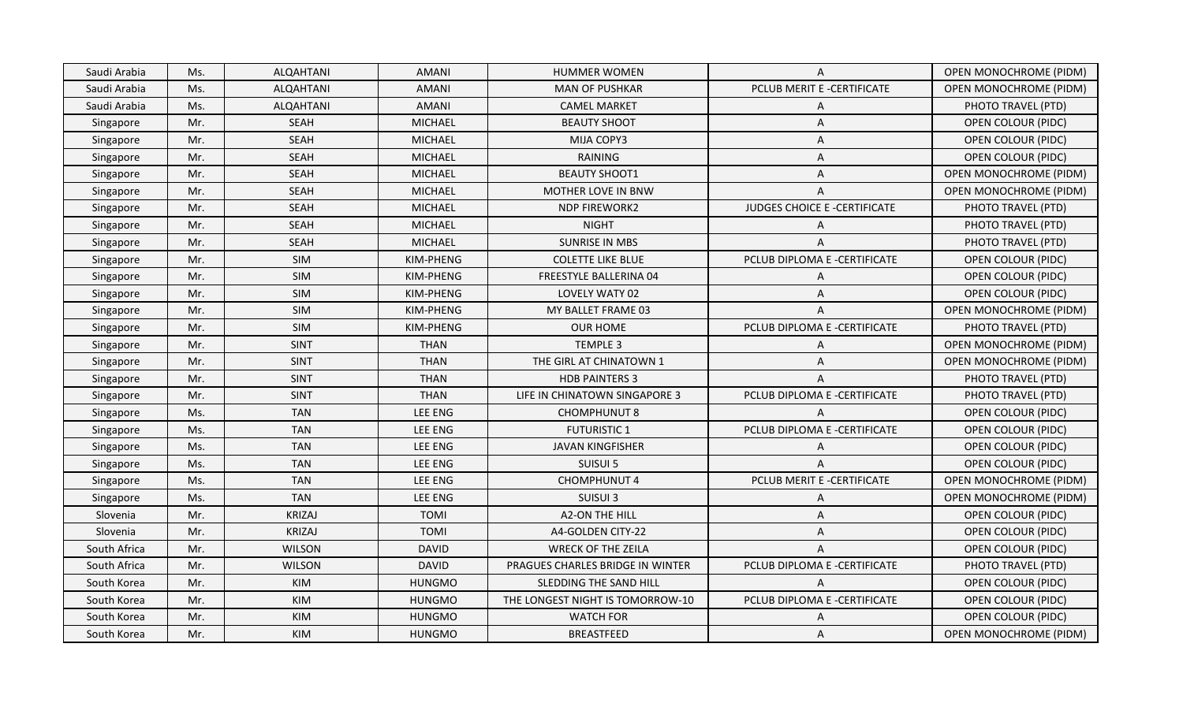| Saudi Arabia | Ms. | ALQAHTANI | AMANI | HUMMER WOMEN | A | OPEN MONOCHROME (PIDM) |
|---|---|---|---|---|---|---|
| Saudi Arabia | Ms. | ALQAHTANI | AMANI | MAN OF PUSHKAR | PCLUB MERIT E -CERTIFICATE | OPEN MONOCHROME (PIDM) |
| Saudi Arabia | Ms. | ALQAHTANI | AMANI | CAMEL MARKET | A | PHOTO TRAVEL (PTD) |
| Singapore | Mr. | SEAH | MICHAEL | BEAUTY SHOOT | A | OPEN COLOUR (PIDC) |
| Singapore | Mr. | SEAH | MICHAEL | MIJA COPY3 | A | OPEN COLOUR (PIDC) |
| Singapore | Mr. | SEAH | MICHAEL | RAINING | A | OPEN COLOUR (PIDC) |
| Singapore | Mr. | SEAH | MICHAEL | BEAUTY SHOOT1 | A | OPEN MONOCHROME (PIDM) |
| Singapore | Mr. | SEAH | MICHAEL | MOTHER LOVE IN BNW | A | OPEN MONOCHROME (PIDM) |
| Singapore | Mr. | SEAH | MICHAEL | NDP FIREWORK2 | JUDGES CHOICE E -CERTIFICATE | PHOTO TRAVEL (PTD) |
| Singapore | Mr. | SEAH | MICHAEL | NIGHT | A | PHOTO TRAVEL (PTD) |
| Singapore | Mr. | SEAH | MICHAEL | SUNRISE IN MBS | A | PHOTO TRAVEL (PTD) |
| Singapore | Mr. | SIM | KIM-PHENG | COLETTE LIKE BLUE | PCLUB DIPLOMA E -CERTIFICATE | OPEN COLOUR (PIDC) |
| Singapore | Mr. | SIM | KIM-PHENG | FREESTYLE BALLERINA 04 | A | OPEN COLOUR (PIDC) |
| Singapore | Mr. | SIM | KIM-PHENG | LOVELY WATY 02 | A | OPEN COLOUR (PIDC) |
| Singapore | Mr. | SIM | KIM-PHENG | MY BALLET FRAME 03 | A | OPEN MONOCHROME (PIDM) |
| Singapore | Mr. | SIM | KIM-PHENG | OUR HOME | PCLUB DIPLOMA E -CERTIFICATE | PHOTO TRAVEL (PTD) |
| Singapore | Mr. | SINT | THAN | TEMPLE 3 | A | OPEN MONOCHROME (PIDM) |
| Singapore | Mr. | SINT | THAN | THE GIRL AT CHINATOWN 1 | A | OPEN MONOCHROME (PIDM) |
| Singapore | Mr. | SINT | THAN | HDB PAINTERS 3 | A | PHOTO TRAVEL (PTD) |
| Singapore | Mr. | SINT | THAN | LIFE IN CHINATOWN SINGAPORE 3 | PCLUB DIPLOMA E -CERTIFICATE | PHOTO TRAVEL (PTD) |
| Singapore | Ms. | TAN | LEE ENG | CHOMPHUNUT 8 | A | OPEN COLOUR (PIDC) |
| Singapore | Ms. | TAN | LEE ENG | FUTURISTIC 1 | PCLUB DIPLOMA E -CERTIFICATE | OPEN COLOUR (PIDC) |
| Singapore | Ms. | TAN | LEE ENG | JAVAN KINGFISHER | A | OPEN COLOUR (PIDC) |
| Singapore | Ms. | TAN | LEE ENG | SUISUI 5 | A | OPEN COLOUR (PIDC) |
| Singapore | Ms. | TAN | LEE ENG | CHOMPHUNUT 4 | PCLUB MERIT E -CERTIFICATE | OPEN MONOCHROME (PIDM) |
| Singapore | Ms. | TAN | LEE ENG | SUISUI 3 | A | OPEN MONOCHROME (PIDM) |
| Slovenia | Mr. | KRIZAJ | TOMI | A2-ON THE HILL | A | OPEN COLOUR (PIDC) |
| Slovenia | Mr. | KRIZAJ | TOMI | A4-GOLDEN CITY-22 | A | OPEN COLOUR (PIDC) |
| South Africa | Mr. | WILSON | DAVID | WRECK OF THE ZEILA | A | OPEN COLOUR (PIDC) |
| South Africa | Mr. | WILSON | DAVID | PRAGUES CHARLES BRIDGE IN WINTER | PCLUB DIPLOMA E -CERTIFICATE | PHOTO TRAVEL (PTD) |
| South Korea | Mr. | KIM | HUNGMO | SLEDDING THE SAND HILL | A | OPEN COLOUR (PIDC) |
| South Korea | Mr. | KIM | HUNGMO | THE LONGEST NIGHT IS TOMORROW-10 | PCLUB DIPLOMA E -CERTIFICATE | OPEN COLOUR (PIDC) |
| South Korea | Mr. | KIM | HUNGMO | WATCH FOR | A | OPEN COLOUR (PIDC) |
| South Korea | Mr. | KIM | HUNGMO | BREASTFEED | A | OPEN MONOCHROME (PIDM) |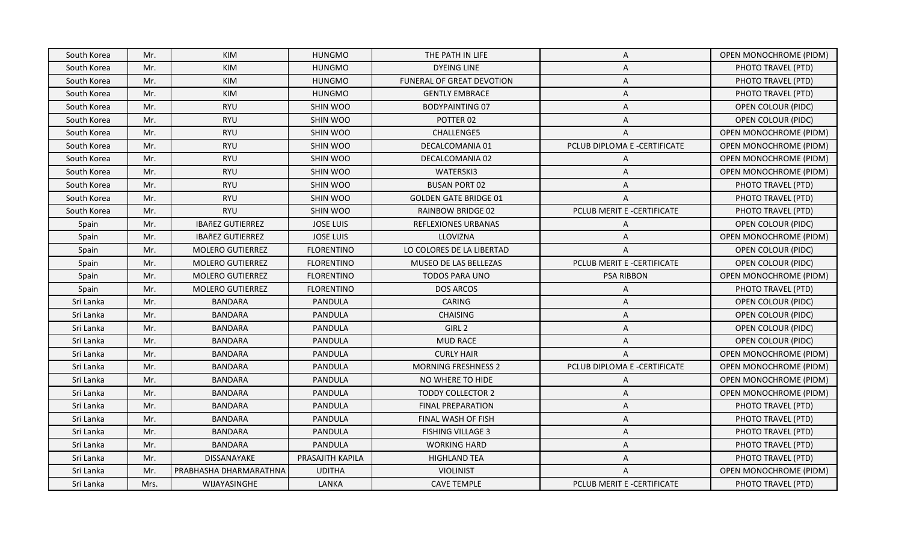| South Korea | Mr. | KIM | HUNGMO | THE PATH IN LIFE | A | OPEN MONOCHROME (PIDM) |
|---|---|---|---|---|---|---|
| South Korea | Mr. | KIM | HUNGMO | DYEING LINE | A | PHOTO TRAVEL (PTD) |
| South Korea | Mr. | KIM | HUNGMO | FUNERAL OF GREAT DEVOTION | A | PHOTO TRAVEL (PTD) |
| South Korea | Mr. | KIM | HUNGMO | GENTLY EMBRACE | A | PHOTO TRAVEL (PTD) |
| South Korea | Mr. | RYU | SHIN WOO | BODYPAINTING 07 | A | OPEN COLOUR (PIDC) |
| South Korea | Mr. | RYU | SHIN WOO | POTTER 02 | A | OPEN COLOUR (PIDC) |
| South Korea | Mr. | RYU | SHIN WOO | CHALLENGE5 | A | OPEN MONOCHROME (PIDM) |
| South Korea | Mr. | RYU | SHIN WOO | DECALCOMANIA 01 | PCLUB DIPLOMA E -CERTIFICATE | OPEN MONOCHROME (PIDM) |
| South Korea | Mr. | RYU | SHIN WOO | DECALCOMANIA 02 | A | OPEN MONOCHROME (PIDM) |
| South Korea | Mr. | RYU | SHIN WOO | WATERSKI3 | A | OPEN MONOCHROME (PIDM) |
| South Korea | Mr. | RYU | SHIN WOO | BUSAN PORT 02 | A | PHOTO TRAVEL (PTD) |
| South Korea | Mr. | RYU | SHIN WOO | GOLDEN GATE BRIDGE 01 | A | PHOTO TRAVEL (PTD) |
| South Korea | Mr. | RYU | SHIN WOO | RAINBOW BRIDGE 02 | PCLUB MERIT E -CERTIFICATE | PHOTO TRAVEL (PTD) |
| Spain | Mr. | IBAñEZ GUTIERREZ | JOSE LUIS | REFLEXIONES URBANAS | A | OPEN COLOUR (PIDC) |
| Spain | Mr. | IBAñEZ GUTIERREZ | JOSE LUIS | LLOVIZNA | A | OPEN MONOCHROME (PIDM) |
| Spain | Mr. | MOLERO GUTIERREZ | FLORENTINO | LO COLORES DE LA LIBERTAD | A | OPEN COLOUR (PIDC) |
| Spain | Mr. | MOLERO GUTIERREZ | FLORENTINO | MUSEO DE LAS BELLEZAS | PCLUB MERIT E -CERTIFICATE | OPEN COLOUR (PIDC) |
| Spain | Mr. | MOLERO GUTIERREZ | FLORENTINO | TODOS PARA UNO | PSA RIBBON | OPEN MONOCHROME (PIDM) |
| Spain | Mr. | MOLERO GUTIERREZ | FLORENTINO | DOS ARCOS | A | PHOTO TRAVEL (PTD) |
| Sri Lanka | Mr. | BANDARA | PANDULA | CARING | A | OPEN COLOUR (PIDC) |
| Sri Lanka | Mr. | BANDARA | PANDULA | CHAISING | A | OPEN COLOUR (PIDC) |
| Sri Lanka | Mr. | BANDARA | PANDULA | GIRL 2 | A | OPEN COLOUR (PIDC) |
| Sri Lanka | Mr. | BANDARA | PANDULA | MUD RACE | A | OPEN COLOUR (PIDC) |
| Sri Lanka | Mr. | BANDARA | PANDULA | CURLY HAIR | A | OPEN MONOCHROME (PIDM) |
| Sri Lanka | Mr. | BANDARA | PANDULA | MORNING FRESHNESS 2 | PCLUB DIPLOMA E -CERTIFICATE | OPEN MONOCHROME (PIDM) |
| Sri Lanka | Mr. | BANDARA | PANDULA | NO WHERE TO HIDE | A | OPEN MONOCHROME (PIDM) |
| Sri Lanka | Mr. | BANDARA | PANDULA | TODDY COLLECTOR 2 | A | OPEN MONOCHROME (PIDM) |
| Sri Lanka | Mr. | BANDARA | PANDULA | FINAL PREPARATION | A | PHOTO TRAVEL (PTD) |
| Sri Lanka | Mr. | BANDARA | PANDULA | FINAL WASH OF FISH | A | PHOTO TRAVEL (PTD) |
| Sri Lanka | Mr. | BANDARA | PANDULA | FISHING VILLAGE 3 | A | PHOTO TRAVEL (PTD) |
| Sri Lanka | Mr. | BANDARA | PANDULA | WORKING HARD | A | PHOTO TRAVEL (PTD) |
| Sri Lanka | Mr. | DISSANAYAKE | PRASAJITH KAPILA | HIGHLAND TEA | A | PHOTO TRAVEL (PTD) |
| Sri Lanka | Mr. | PRABHASHA DHARMARATHNA | UDITHA | VIOLINIST | A | OPEN MONOCHROME (PIDM) |
| Sri Lanka | Mrs. | WIJAYASINGHE | LANKA | CAVE TEMPLE | PCLUB MERIT E -CERTIFICATE | PHOTO TRAVEL (PTD) |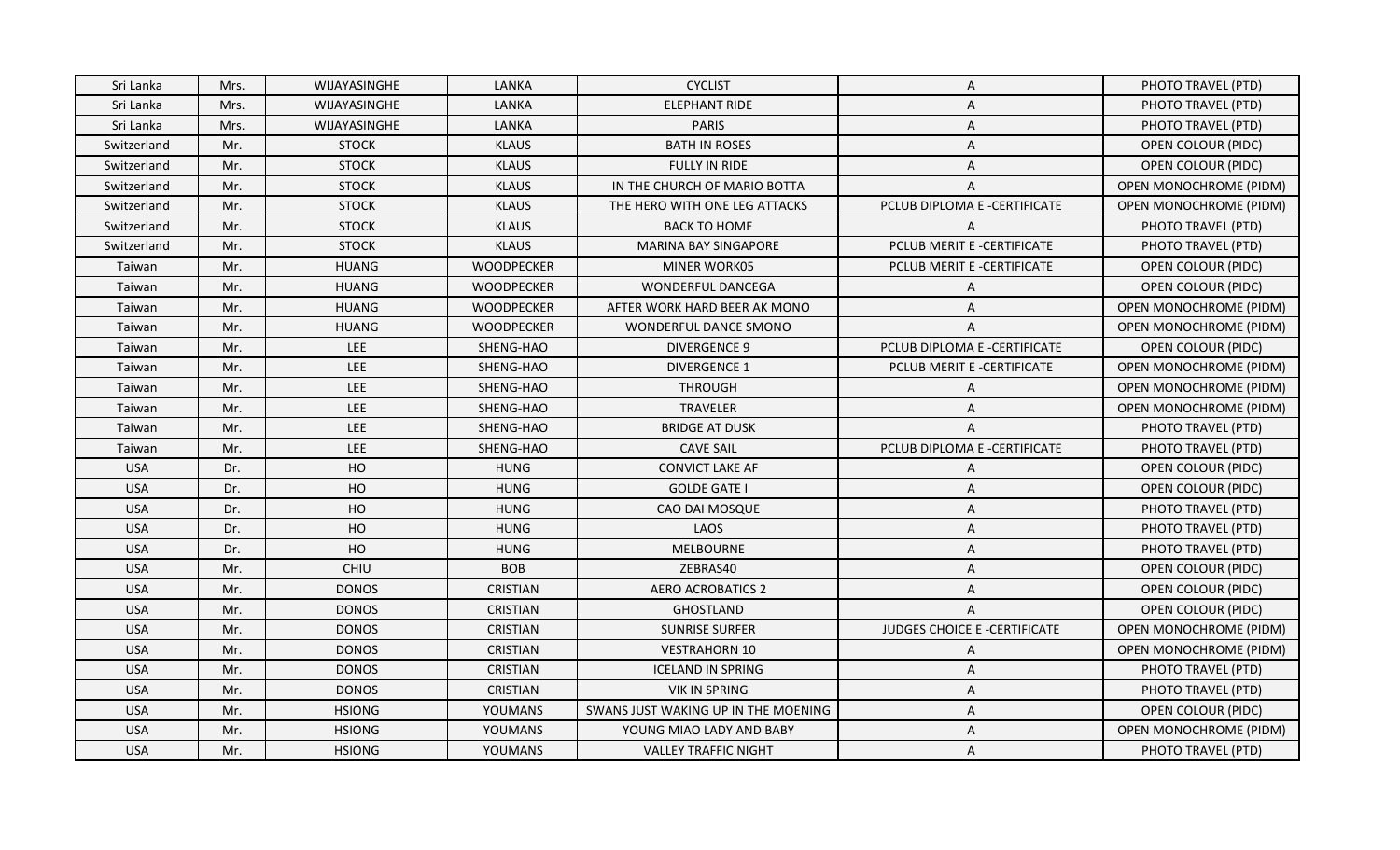| Sri Lanka | Mrs. | WIJAYASINGHE | LANKA | CYCLIST | A | PHOTO TRAVEL (PTD) |
|---|---|---|---|---|---|---|
| Sri Lanka | Mrs. | WIJAYASINGHE | LANKA | ELEPHANT RIDE | A | PHOTO TRAVEL (PTD) |
| Sri Lanka | Mrs. | WIJAYASINGHE | LANKA | PARIS | A | PHOTO TRAVEL (PTD) |
| Switzerland | Mr. | STOCK | KLAUS | BATH IN ROSES | A | OPEN COLOUR (PIDC) |
| Switzerland | Mr. | STOCK | KLAUS | FULLY IN RIDE | A | OPEN COLOUR (PIDC) |
| Switzerland | Mr. | STOCK | KLAUS | IN THE CHURCH OF MARIO BOTTA | A | OPEN MONOCHROME (PIDM) |
| Switzerland | Mr. | STOCK | KLAUS | THE HERO WITH ONE LEG ATTACKS | PCLUB DIPLOMA E -CERTIFICATE | OPEN MONOCHROME (PIDM) |
| Switzerland | Mr. | STOCK | KLAUS | BACK TO HOME | A | PHOTO TRAVEL (PTD) |
| Switzerland | Mr. | STOCK | KLAUS | MARINA BAY SINGAPORE | PCLUB MERIT E -CERTIFICATE | PHOTO TRAVEL (PTD) |
| Taiwan | Mr. | HUANG | WOODPECKER | MINER WORK05 | PCLUB MERIT E -CERTIFICATE | OPEN COLOUR (PIDC) |
| Taiwan | Mr. | HUANG | WOODPECKER | WONDERFUL DANCEGA | A | OPEN COLOUR (PIDC) |
| Taiwan | Mr. | HUANG | WOODPECKER | AFTER WORK HARD BEER AK MONO | A | OPEN MONOCHROME (PIDM) |
| Taiwan | Mr. | HUANG | WOODPECKER | WONDERFUL DANCE SMONO | A | OPEN MONOCHROME (PIDM) |
| Taiwan | Mr. | LEE | SHENG-HAO | DIVERGENCE 9 | PCLUB DIPLOMA E -CERTIFICATE | OPEN COLOUR (PIDC) |
| Taiwan | Mr. | LEE | SHENG-HAO | DIVERGENCE 1 | PCLUB MERIT E -CERTIFICATE | OPEN MONOCHROME (PIDM) |
| Taiwan | Mr. | LEE | SHENG-HAO | THROUGH | A | OPEN MONOCHROME (PIDM) |
| Taiwan | Mr. | LEE | SHENG-HAO | TRAVELER | A | OPEN MONOCHROME (PIDM) |
| Taiwan | Mr. | LEE | SHENG-HAO | BRIDGE AT DUSK | A | PHOTO TRAVEL (PTD) |
| Taiwan | Mr. | LEE | SHENG-HAO | CAVE SAIL | PCLUB DIPLOMA E -CERTIFICATE | PHOTO TRAVEL (PTD) |
| USA | Dr. | HO | HUNG | CONVICT LAKE AF | A | OPEN COLOUR (PIDC) |
| USA | Dr. | HO | HUNG | GOLDE GATE I | A | OPEN COLOUR (PIDC) |
| USA | Dr. | HO | HUNG | CAO DAI MOSQUE | A | PHOTO TRAVEL (PTD) |
| USA | Dr. | HO | HUNG | LAOS | A | PHOTO TRAVEL (PTD) |
| USA | Dr. | HO | HUNG | MELBOURNE | A | PHOTO TRAVEL (PTD) |
| USA | Mr. | CHIU | BOB | ZEBRAS40 | A | OPEN COLOUR (PIDC) |
| USA | Mr. | DONOS | CRISTIAN | AERO ACROBATICS 2 | A | OPEN COLOUR (PIDC) |
| USA | Mr. | DONOS | CRISTIAN | GHOSTLAND | A | OPEN COLOUR (PIDC) |
| USA | Mr. | DONOS | CRISTIAN | SUNRISE SURFER | JUDGES CHOICE E -CERTIFICATE | OPEN MONOCHROME (PIDM) |
| USA | Mr. | DONOS | CRISTIAN | VESTRAHORN 10 | A | OPEN MONOCHROME (PIDM) |
| USA | Mr. | DONOS | CRISTIAN | ICELAND IN SPRING | A | PHOTO TRAVEL (PTD) |
| USA | Mr. | DONOS | CRISTIAN | VIK IN SPRING | A | PHOTO TRAVEL (PTD) |
| USA | Mr. | HSIONG | YOUMANS | SWANS JUST WAKING UP IN THE MOENING | A | OPEN COLOUR (PIDC) |
| USA | Mr. | HSIONG | YOUMANS | YOUNG MIAO LADY AND BABY | A | OPEN MONOCHROME (PIDM) |
| USA | Mr. | HSIONG | YOUMANS | VALLEY TRAFFIC NIGHT | A | PHOTO TRAVEL (PTD) |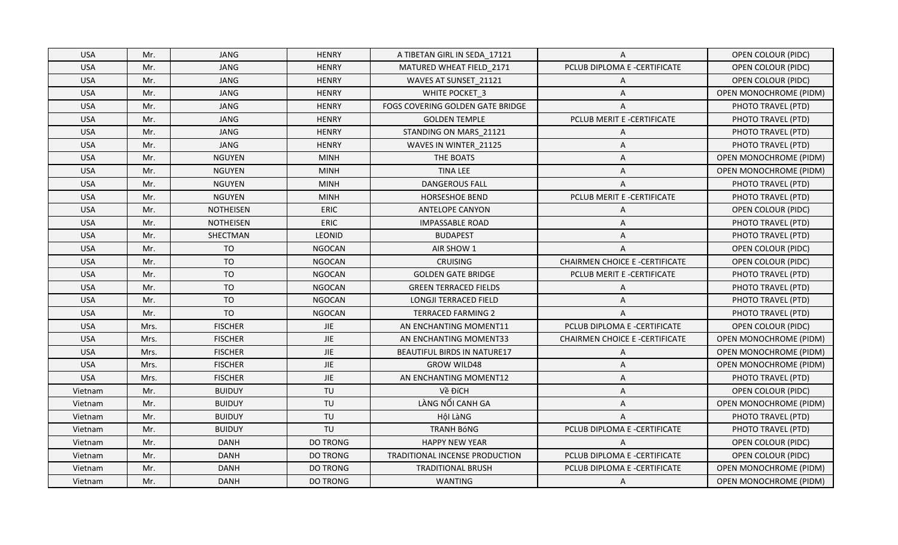| USA | Mr. | JANG | HENRY | A TIBETAN GIRL IN SEDA_17121 | A | OPEN COLOUR (PIDC) |
|---|---|---|---|---|---|---|
| USA | Mr. | JANG | HENRY | MATURED WHEAT FIELD_2171 | PCLUB DIPLOMA E -CERTIFICATE | OPEN COLOUR (PIDC) |
| USA | Mr. | JANG | HENRY | WAVES AT SUNSET_21121 | A | OPEN COLOUR (PIDC) |
| USA | Mr. | JANG | HENRY | WHITE POCKET_3 | A | OPEN MONOCHROME (PIDM) |
| USA | Mr. | JANG | HENRY | FOGS COVERING GOLDEN GATE BRIDGE | A | PHOTO TRAVEL (PTD) |
| USA | Mr. | JANG | HENRY | GOLDEN TEMPLE | PCLUB MERIT E -CERTIFICATE | PHOTO TRAVEL (PTD) |
| USA | Mr. | JANG | HENRY | STANDING ON MARS_21121 | A | PHOTO TRAVEL (PTD) |
| USA | Mr. | JANG | HENRY | WAVES IN WINTER_21125 | A | PHOTO TRAVEL (PTD) |
| USA | Mr. | NGUYEN | MINH | THE BOATS | A | OPEN MONOCHROME (PIDM) |
| USA | Mr. | NGUYEN | MINH | TINA LEE | A | OPEN MONOCHROME (PIDM) |
| USA | Mr. | NGUYEN | MINH | DANGEROUS FALL | A | PHOTO TRAVEL (PTD) |
| USA | Mr. | NGUYEN | MINH | HORSESHOE BEND | PCLUB MERIT E -CERTIFICATE | PHOTO TRAVEL (PTD) |
| USA | Mr. | NOTHEISEN | ERIC | ANTELOPE CANYON | A | OPEN COLOUR (PIDC) |
| USA | Mr. | NOTHEISEN | ERIC | IMPASSABLE ROAD | A | PHOTO TRAVEL (PTD) |
| USA | Mr. | SHECTMAN | LEONID | BUDAPEST | A | PHOTO TRAVEL (PTD) |
| USA | Mr. | TO | NGOCAN | AIR SHOW 1 | A | OPEN COLOUR (PIDC) |
| USA | Mr. | TO | NGOCAN | CRUISING | CHAIRMEN CHOICE E -CERTIFICATE | OPEN COLOUR (PIDC) |
| USA | Mr. | TO | NGOCAN | GOLDEN GATE BRIDGE | PCLUB MERIT E -CERTIFICATE | PHOTO TRAVEL (PTD) |
| USA | Mr. | TO | NGOCAN | GREEN TERRACED FIELDS | A | PHOTO TRAVEL (PTD) |
| USA | Mr. | TO | NGOCAN | LONGJI TERRACED FIELD | A | PHOTO TRAVEL (PTD) |
| USA | Mr. | TO | NGOCAN | TERRACED FARMING 2 | A | PHOTO TRAVEL (PTD) |
| USA | Mrs. | FISCHER | JIE | AN ENCHANTING MOMENT11 | PCLUB DIPLOMA E -CERTIFICATE | OPEN COLOUR (PIDC) |
| USA | Mrs. | FISCHER | JIE | AN ENCHANTING MOMENT33 | CHAIRMEN CHOICE E -CERTIFICATE | OPEN MONOCHROME (PIDM) |
| USA | Mrs. | FISCHER | JIE | BEAUTIFUL BIRDS IN NATURE17 | A | OPEN MONOCHROME (PIDM) |
| USA | Mrs. | FISCHER | JIE | GROW WILD48 | A | OPEN MONOCHROME (PIDM) |
| USA | Mrs. | FISCHER | JIE | AN ENCHANTING MOMENT12 | A | PHOTO TRAVEL (PTD) |
| Vietnam | Mr. | BUIDUY | TU | Về ĐíCH | A | OPEN COLOUR (PIDC) |
| Vietnam | Mr. | BUIDUY | TU | LÀNG NỔI CANH GA | A | OPEN MONOCHROME (PIDM) |
| Vietnam | Mr. | BUIDUY | TU | Hội LàNG | A | PHOTO TRAVEL (PTD) |
| Vietnam | Mr. | BUIDUY | TU | TRANH BóNG | PCLUB DIPLOMA E -CERTIFICATE | PHOTO TRAVEL (PTD) |
| Vietnam | Mr. | DANH | DO TRONG | HAPPY NEW YEAR | A | OPEN COLOUR (PIDC) |
| Vietnam | Mr. | DANH | DO TRONG | TRADITIONAL INCENSE PRODUCTION | PCLUB DIPLOMA E -CERTIFICATE | OPEN COLOUR (PIDC) |
| Vietnam | Mr. | DANH | DO TRONG | TRADITIONAL BRUSH | PCLUB DIPLOMA E -CERTIFICATE | OPEN MONOCHROME (PIDM) |
| Vietnam | Mr. | DANH | DO TRONG | WANTING | A | OPEN MONOCHROME (PIDM) |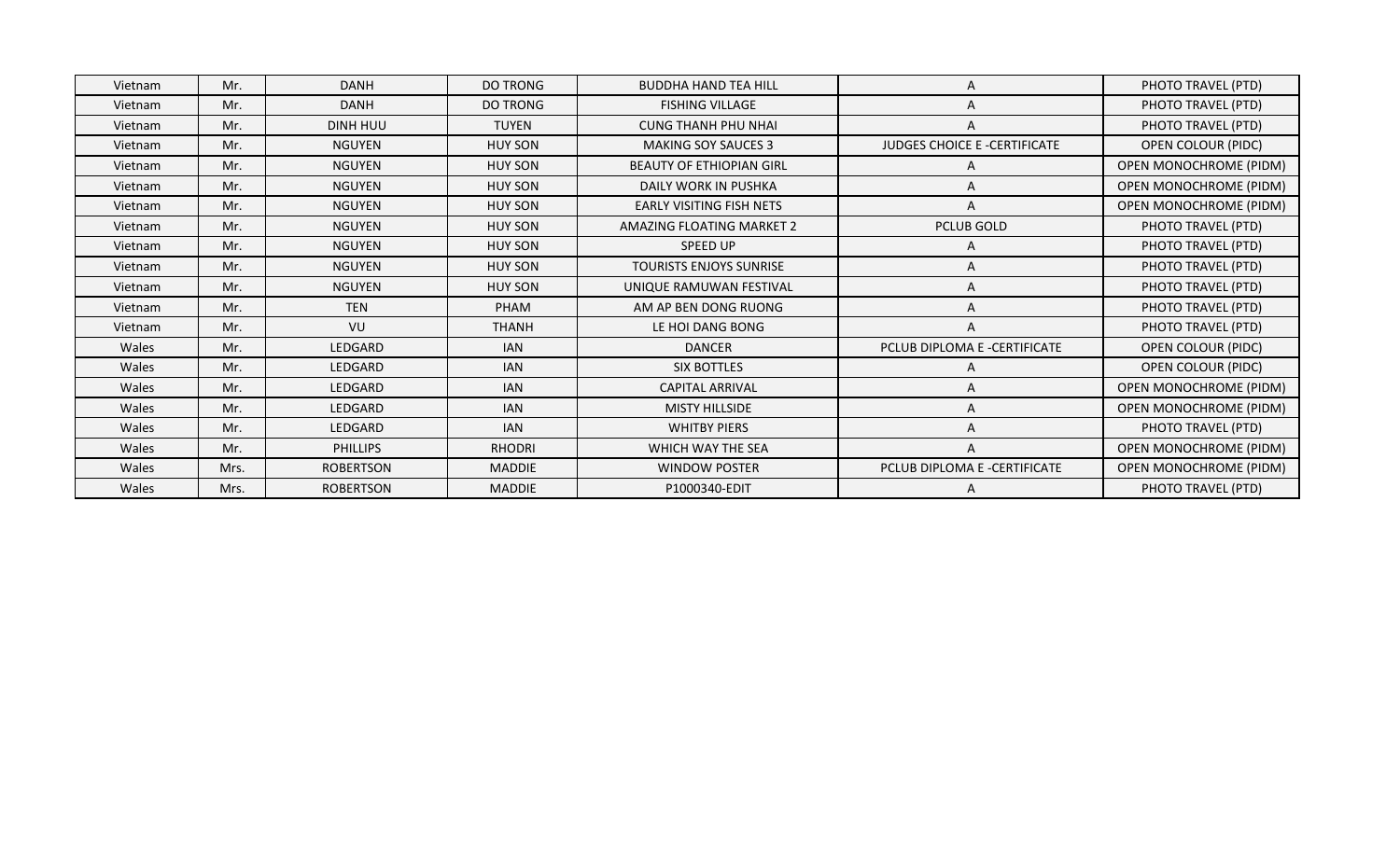| | | | | | | |
|---|---|---|---|---|---|---|
| Vietnam | Mr. | DANH | DO TRONG | BUDDHA HAND TEA HILL | A | PHOTO TRAVEL (PTD) |
| Vietnam | Mr. | DANH | DO TRONG | FISHING VILLAGE | A | PHOTO TRAVEL (PTD) |
| Vietnam | Mr. | DINH HUU | TUYEN | CUNG THANH PHU NHAI | A | PHOTO TRAVEL (PTD) |
| Vietnam | Mr. | NGUYEN | HUY SON | MAKING SOY SAUCES 3 | JUDGES CHOICE E -CERTIFICATE | OPEN COLOUR (PIDC) |
| Vietnam | Mr. | NGUYEN | HUY SON | BEAUTY OF ETHIOPIAN GIRL | A | OPEN MONOCHROME (PIDM) |
| Vietnam | Mr. | NGUYEN | HUY SON | DAILY WORK IN PUSHKA | A | OPEN MONOCHROME (PIDM) |
| Vietnam | Mr. | NGUYEN | HUY SON | EARLY VISITING FISH NETS | A | OPEN MONOCHROME (PIDM) |
| Vietnam | Mr. | NGUYEN | HUY SON | AMAZING FLOATING MARKET 2 | PCLUB GOLD | PHOTO TRAVEL (PTD) |
| Vietnam | Mr. | NGUYEN | HUY SON | SPEED UP | A | PHOTO TRAVEL (PTD) |
| Vietnam | Mr. | NGUYEN | HUY SON | TOURISTS ENJOYS SUNRISE | A | PHOTO TRAVEL (PTD) |
| Vietnam | Mr. | NGUYEN | HUY SON | UNIQUE RAMUWAN FESTIVAL | A | PHOTO TRAVEL (PTD) |
| Vietnam | Mr. | TEN | PHAM | AM AP BEN DONG RUONG | A | PHOTO TRAVEL (PTD) |
| Vietnam | Mr. | VU | THANH | LE HOI DANG BONG | A | PHOTO TRAVEL (PTD) |
| Wales | Mr. | LEDGARD | IAN | DANCER | PCLUB DIPLOMA E -CERTIFICATE | OPEN COLOUR (PIDC) |
| Wales | Mr. | LEDGARD | IAN | SIX BOTTLES | A | OPEN COLOUR (PIDC) |
| Wales | Mr. | LEDGARD | IAN | CAPITAL ARRIVAL | A | OPEN MONOCHROME (PIDM) |
| Wales | Mr. | LEDGARD | IAN | MISTY HILLSIDE | A | OPEN MONOCHROME (PIDM) |
| Wales | Mr. | LEDGARD | IAN | WHITBY PIERS | A | PHOTO TRAVEL (PTD) |
| Wales | Mr. | PHILLIPS | RHODRI | WHICH WAY THE SEA | A | OPEN MONOCHROME (PIDM) |
| Wales | Mrs. | ROBERTSON | MADDIE | WINDOW POSTER | PCLUB DIPLOMA E -CERTIFICATE | OPEN MONOCHROME (PIDM) |
| Wales | Mrs. | ROBERTSON | MADDIE | P1000340-EDIT | A | PHOTO TRAVEL (PTD) |